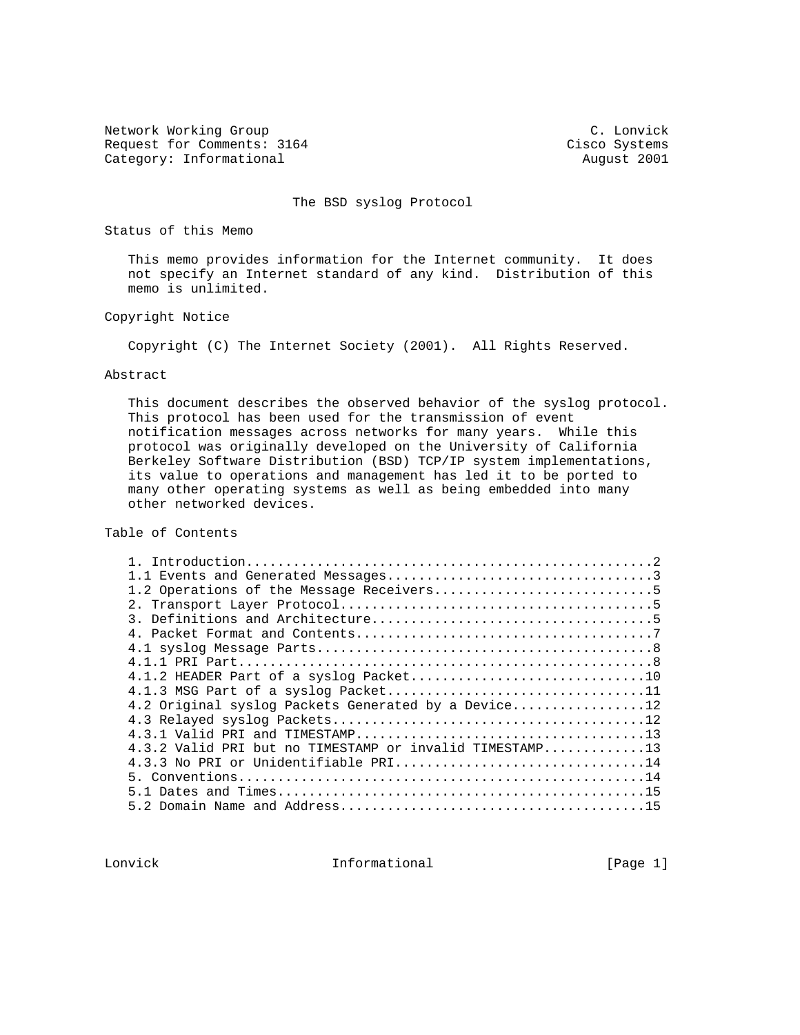Network Working Group                                          C. Lonvick
Request for Comments: 3164                                  Cisco Systems
Category: Informational                                       August 2001

# The BSD syslog Protocol

## Status of this Memo

This memo provides information for the Internet community. It does not specify an Internet standard of any kind. Distribution of this memo is unlimited.

## Copyright Notice

Copyright (C) The Internet Society (2001). All Rights Reserved.

## Abstract

This document describes the observed behavior of the syslog protocol. This protocol has been used for the transmission of event notification messages across networks for many years. While this protocol was originally developed on the University of California Berkeley Software Distribution (BSD) TCP/IP system implementations, its value to operations and management has led it to be ported to many other operating systems as well as being embedded into many other networked devices.

## Table of Contents

```
1. Introduction....................................................2
1.1 Events and Generated Messages..................................3
1.2 Operations of the Message Receivers............................5
2. Transport Layer Protocol........................................5
3. Definitions and Architecture....................................5
4. Packet Format and Contents......................................7
4.1 syslog Message Parts...........................................8
4.1.1 PRI Part.....................................................8
4.1.2 HEADER Part of a syslog Packet..............................10
4.1.3 MSG Part of a syslog Packet.................................11
4.2 Original syslog Packets Generated by a Device.................12
4.3 Relayed syslog Packets........................................12
4.3.1 Valid PRI and TIMESTAMP.....................................13
4.3.2 Valid PRI but no TIMESTAMP or invalid TIMESTAMP.............13
4.3.3 No PRI or Unidentifiable PRI................................14
5. Conventions....................................................14
5.1 Dates and Times...............................................15
5.2 Domain Name and Address.......................................15
```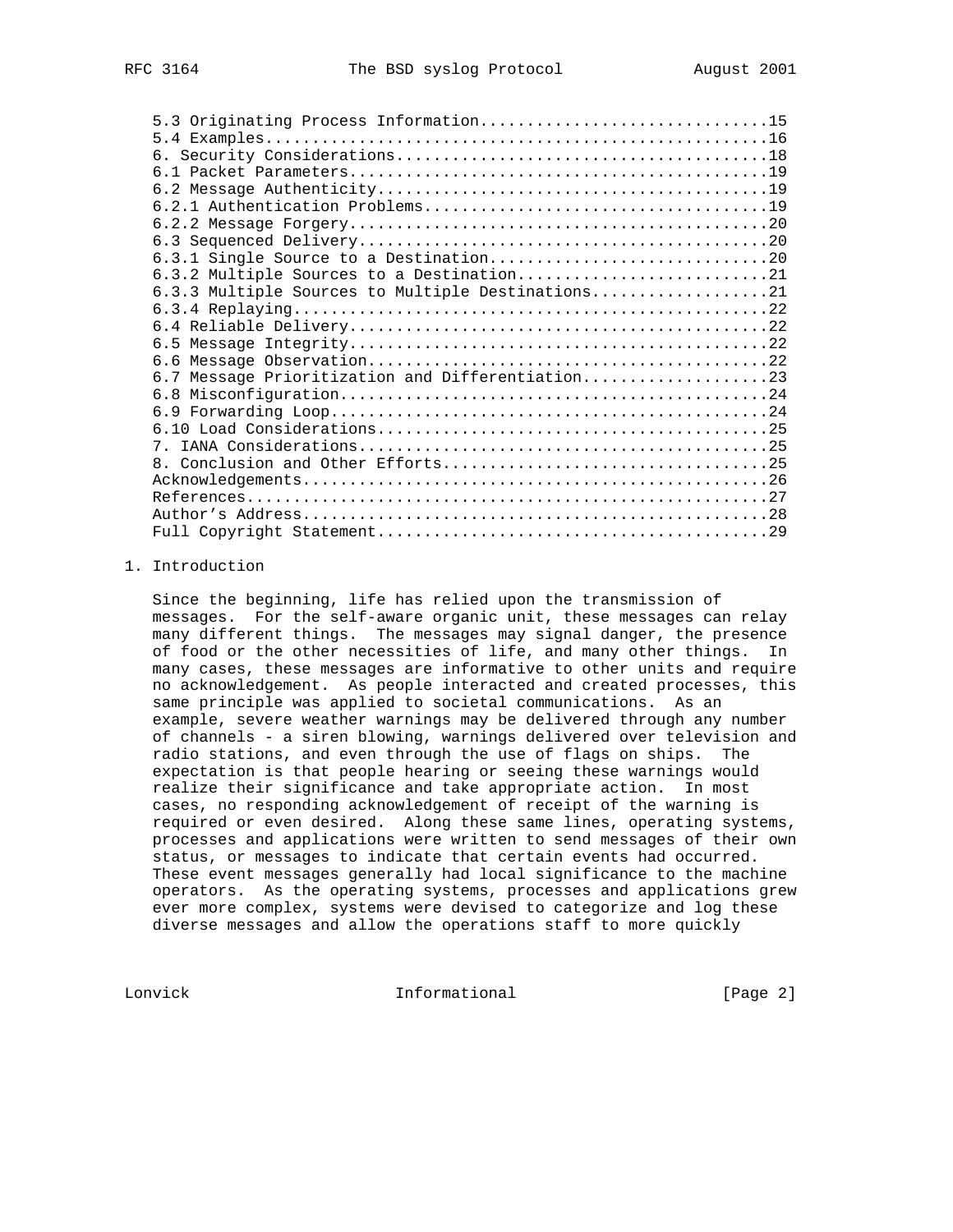5.3 Originating Process Information...............................15
5.4 Examples......................................................16
6. Security Considerations........................................18
6.1 Packet Parameters.............................................19
6.2 Message Authenticity..........................................19
6.2.1 Authentication Problems.....................................19
6.2.2 Message Forgery.............................................20
6.3 Sequenced Delivery............................................20
6.3.1 Single Source to a Destination..............................20
6.3.2 Multiple Sources to a Destination...........................21
6.3.3 Multiple Sources to Multiple Destinations...................21
6.3.4 Replaying...................................................22
6.4 Reliable Delivery.............................................22
6.5 Message Integrity.............................................22
6.6 Message Observation...........................................22
6.7 Message Prioritization and Differentiation....................23
6.8 Misconfiguration..............................................24
6.9 Forwarding Loop...............................................24
6.10 Load Considerations..........................................25
7. IANA Considerations............................................25
8. Conclusion and Other Efforts...................................25
Acknowledgements..................................................26
References........................................................27
Author's Address..................................................28
Full Copyright Statement..........................................29

## 1. Introduction

Since the beginning, life has relied upon the transmission of messages. For the self-aware organic unit, these messages can relay many different things. The messages may signal danger, the presence of food or the other necessities of life, and many other things. In many cases, these messages are informative to other units and require no acknowledgement. As people interacted and created processes, this same principle was applied to societal communications. As an example, severe weather warnings may be delivered through any number of channels - a siren blowing, warnings delivered over television and radio stations, and even through the use of flags on ships. The expectation is that people hearing or seeing these warnings would realize their significance and take appropriate action. In most cases, no responding acknowledgement of receipt of the warning is required or even desired. Along these same lines, operating systems, processes and applications were written to send messages of their own status, or messages to indicate that certain events had occurred. These event messages generally had local significance to the machine operators. As the operating systems, processes and applications grew ever more complex, systems were devised to categorize and log these diverse messages and allow the operations staff to more quickly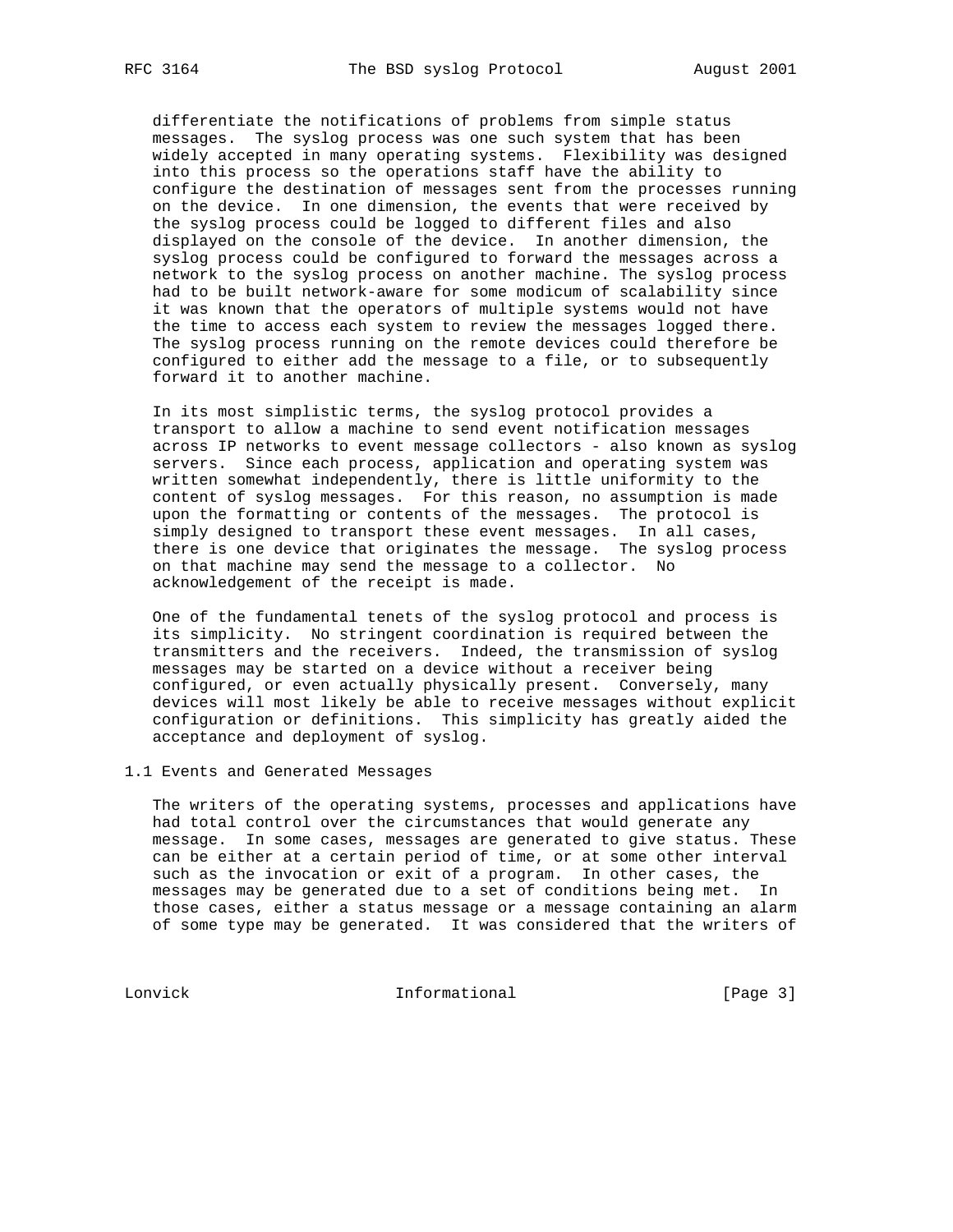differentiate the notifications of problems from simple status messages. The syslog process was one such system that has been widely accepted in many operating systems. Flexibility was designed into this process so the operations staff have the ability to configure the destination of messages sent from the processes running on the device. In one dimension, the events that were received by the syslog process could be logged to different files and also displayed on the console of the device. In another dimension, the syslog process could be configured to forward the messages across a network to the syslog process on another machine. The syslog process had to be built network-aware for some modicum of scalability since it was known that the operators of multiple systems would not have the time to access each system to review the messages logged there. The syslog process running on the remote devices could therefore be configured to either add the message to a file, or to subsequently forward it to another machine.

In its most simplistic terms, the syslog protocol provides a transport to allow a machine to send event notification messages across IP networks to event message collectors - also known as syslog servers. Since each process, application and operating system was written somewhat independently, there is little uniformity to the content of syslog messages. For this reason, no assumption is made upon the formatting or contents of the messages. The protocol is simply designed to transport these event messages. In all cases, there is one device that originates the message. The syslog process on that machine may send the message to a collector. No acknowledgement of the receipt is made.

One of the fundamental tenets of the syslog protocol and process is its simplicity. No stringent coordination is required between the transmitters and the receivers. Indeed, the transmission of syslog messages may be started on a device without a receiver being configured, or even actually physically present. Conversely, many devices will most likely be able to receive messages without explicit configuration or definitions. This simplicity has greatly aided the acceptance and deployment of syslog.

## 1.1 Events and Generated Messages

The writers of the operating systems, processes and applications have had total control over the circumstances that would generate any message. In some cases, messages are generated to give status. These can be either at a certain period of time, or at some other interval such as the invocation or exit of a program. In other cases, the messages may be generated due to a set of conditions being met. In those cases, either a status message or a message containing an alarm of some type may be generated. It was considered that the writers of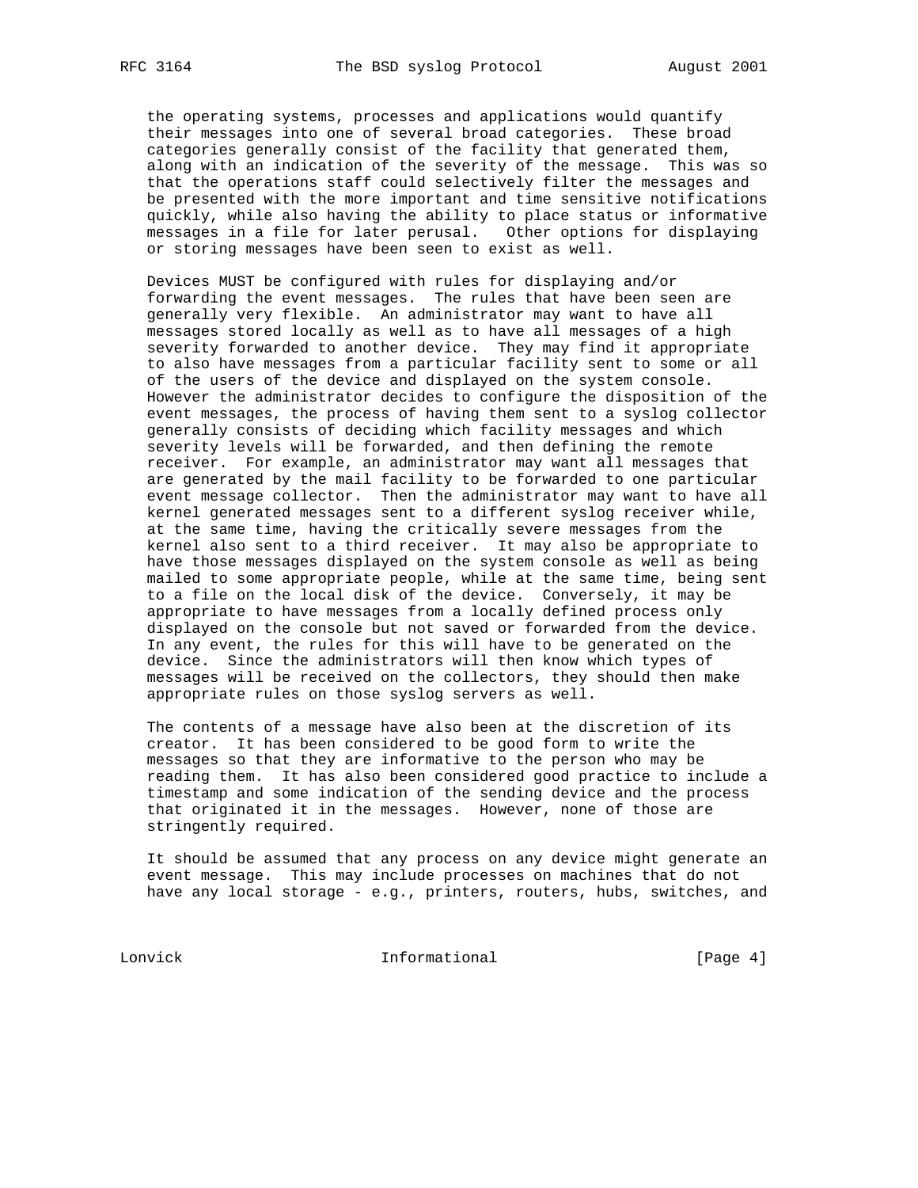the operating systems, processes and applications would quantify their messages into one of several broad categories. These broad categories generally consist of the facility that generated them, along with an indication of the severity of the message. This was so that the operations staff could selectively filter the messages and be presented with the more important and time sensitive notifications quickly, while also having the ability to place status or informative messages in a file for later perusal. Other options for displaying or storing messages have been seen to exist as well.

Devices MUST be configured with rules for displaying and/or forwarding the event messages. The rules that have been seen are generally very flexible. An administrator may want to have all messages stored locally as well as to have all messages of a high severity forwarded to another device. They may find it appropriate to also have messages from a particular facility sent to some or all of the users of the device and displayed on the system console. However the administrator decides to configure the disposition of the event messages, the process of having them sent to a syslog collector generally consists of deciding which facility messages and which severity levels will be forwarded, and then defining the remote receiver. For example, an administrator may want all messages that are generated by the mail facility to be forwarded to one particular event message collector. Then the administrator may want to have all kernel generated messages sent to a different syslog receiver while, at the same time, having the critically severe messages from the kernel also sent to a third receiver. It may also be appropriate to have those messages displayed on the system console as well as being mailed to some appropriate people, while at the same time, being sent to a file on the local disk of the device. Conversely, it may be appropriate to have messages from a locally defined process only displayed on the console but not saved or forwarded from the device. In any event, the rules for this will have to be generated on the device. Since the administrators will then know which types of messages will be received on the collectors, they should then make appropriate rules on those syslog servers as well.

The contents of a message have also been at the discretion of its creator. It has been considered to be good form to write the messages so that they are informative to the person who may be reading them. It has also been considered good practice to include a timestamp and some indication of the sending device and the process that originated it in the messages. However, none of those are stringently required.

It should be assumed that any process on any device might generate an event message. This may include processes on machines that do not have any local storage - e.g., printers, routers, hubs, switches, and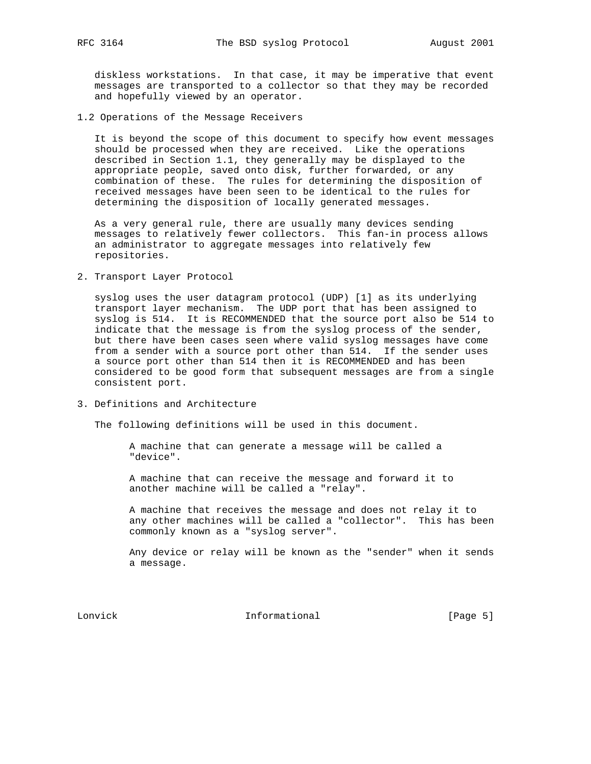diskless workstations. In that case, it may be imperative that event messages are transported to a collector so that they may be recorded and hopefully viewed by an operator.

### 1.2 Operations of the Message Receivers

It is beyond the scope of this document to specify how event messages should be processed when they are received. Like the operations described in Section 1.1, they generally may be displayed to the appropriate people, saved onto disk, further forwarded, or any combination of these. The rules for determining the disposition of received messages have been seen to be identical to the rules for determining the disposition of locally generated messages.

As a very general rule, there are usually many devices sending messages to relatively fewer collectors. This fan-in process allows an administrator to aggregate messages into relatively few repositories.

## 2. Transport Layer Protocol

syslog uses the user datagram protocol (UDP) [1] as its underlying transport layer mechanism. The UDP port that has been assigned to syslog is 514. It is RECOMMENDED that the source port also be 514 to indicate that the message is from the syslog process of the sender, but there have been cases seen where valid syslog messages have come from a sender with a source port other than 514. If the sender uses a source port other than 514 then it is RECOMMENDED and has been considered to be good form that subsequent messages are from a single consistent port.

## 3. Definitions and Architecture

The following definitions will be used in this document.

A machine that can generate a message will be called a "device".

A machine that can receive the message and forward it to another machine will be called a "relay".

A machine that receives the message and does not relay it to any other machines will be called a "collector". This has been commonly known as a "syslog server".

Any device or relay will be known as the "sender" when it sends a message.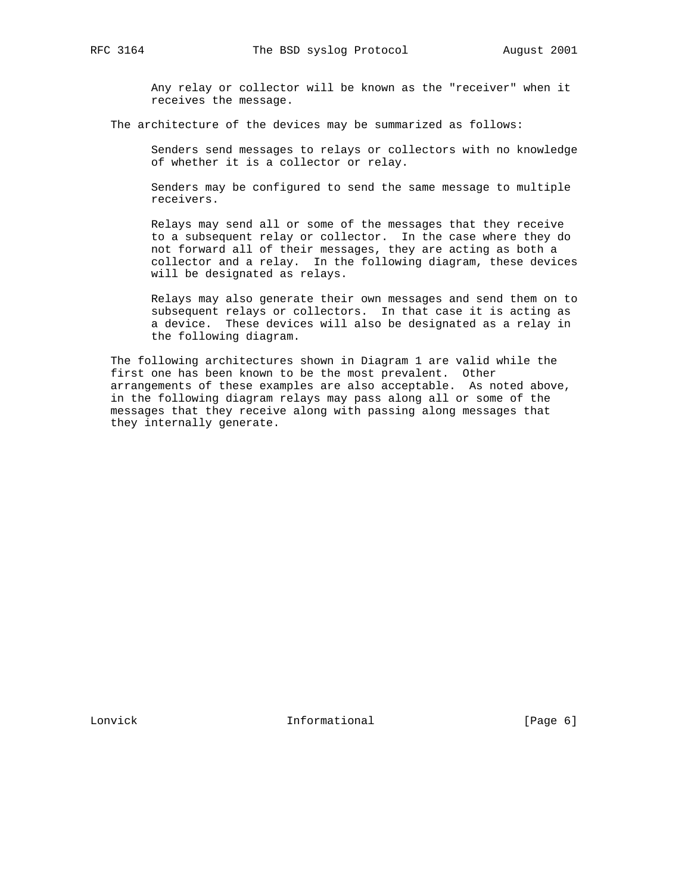Any relay or collector will be known as the "receiver" when it receives the message.

The architecture of the devices may be summarized as follows:

Senders send messages to relays or collectors with no knowledge of whether it is a collector or relay.

Senders may be configured to send the same message to multiple receivers.

Relays may send all or some of the messages that they receive to a subsequent relay or collector. In the case where they do not forward all of their messages, they are acting as both a collector and a relay. In the following diagram, these devices will be designated as relays.

Relays may also generate their own messages and send them on to subsequent relays or collectors. In that case it is acting as a device. These devices will also be designated as a relay in the following diagram.

The following architectures shown in Diagram 1 are valid while the first one has been known to be the most prevalent. Other arrangements of these examples are also acceptable. As noted above, in the following diagram relays may pass along all or some of the messages that they receive along with passing along messages that they internally generate.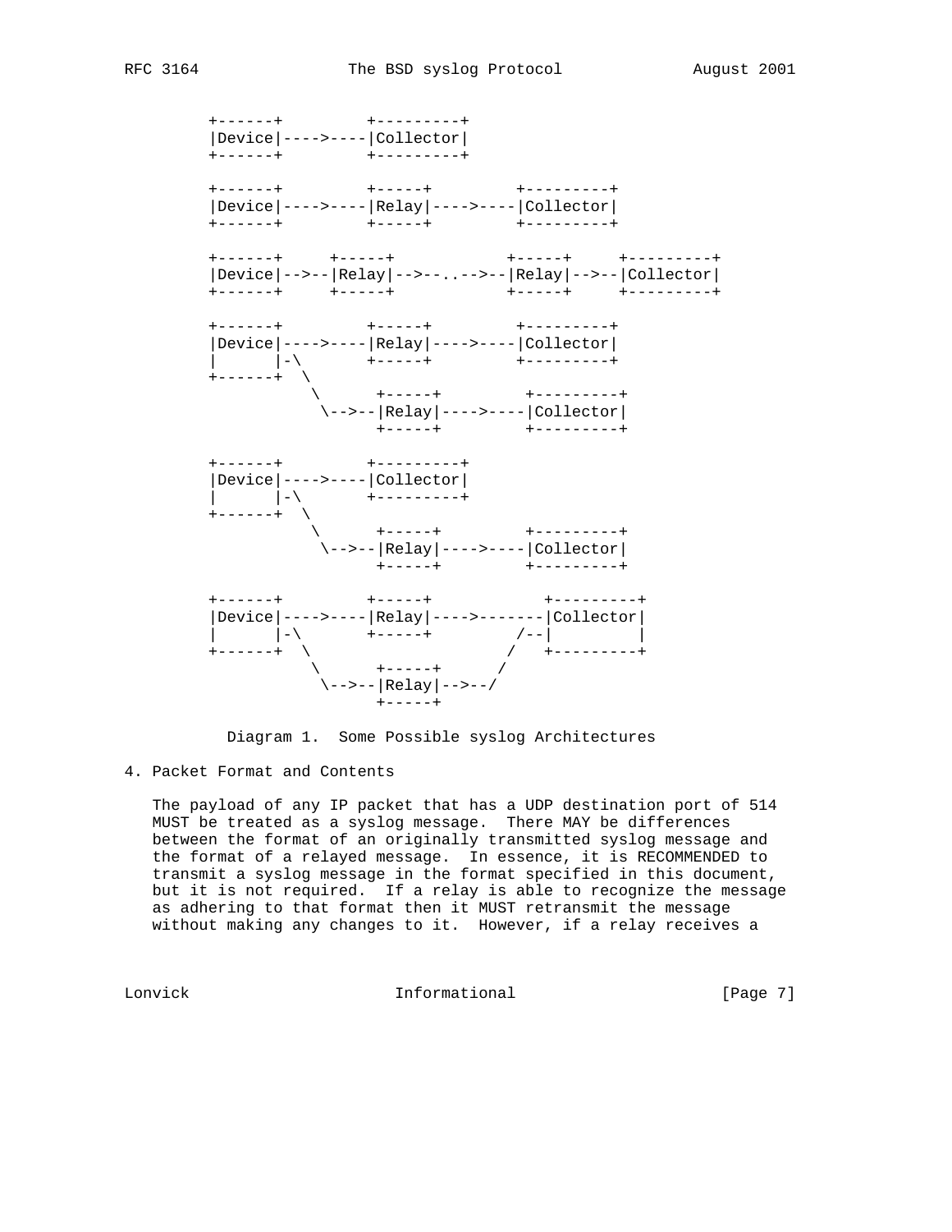```
 +------+         +---------+
 |Device|---->----|Collector|
 +------+         +---------+

 +------+         +-----+         +---------+
 |Device|---->----|Relay|---->----|Collector|
 +------+         +-----+         +---------+

 +------+     +-----+            +-----+     +---------+
 |Device|-->--|Relay|-->--..-->--|Relay|-->--|Collector|
 +------+     +-----+            +-----+     +---------+

 +------+         +-----+         +---------+
 |Device|---->----|Relay|---->----|Collector|
 |      |-\       +-----+         +---------+
 +------+  \
            \      +-----+         +---------+
             \-->--|Relay|---->----|Collector|
                   +-----+         +---------+

 +------+         +---------+
 |Device|---->----|Collector|
 |      |-\       +---------+
 +------+  \
            \      +-----+         +---------+
             \-->--|Relay|---->----|Collector|
                   +-----+         +---------+

 +------+         +-----+            +---------+
 |Device|---->----|Relay|---->-------|Collector|
 |      |-\       +-----+         /--|         |
 +------+  \                     /   +---------+
            \      +-----+      /
             \-->--|Relay|-->--/
                   +-----+
```

Diagram 1. Some Possible syslog Architectures

## 4. Packet Format and Contents

The payload of any IP packet that has a UDP destination port of 514 MUST be treated as a syslog message. There MAY be differences between the format of an originally transmitted syslog message and the format of a relayed message. In essence, it is RECOMMENDED to transmit a syslog message in the format specified in this document, but it is not required. If a relay is able to recognize the message as adhering to that format then it MUST retransmit the message without making any changes to it. However, if a relay receives a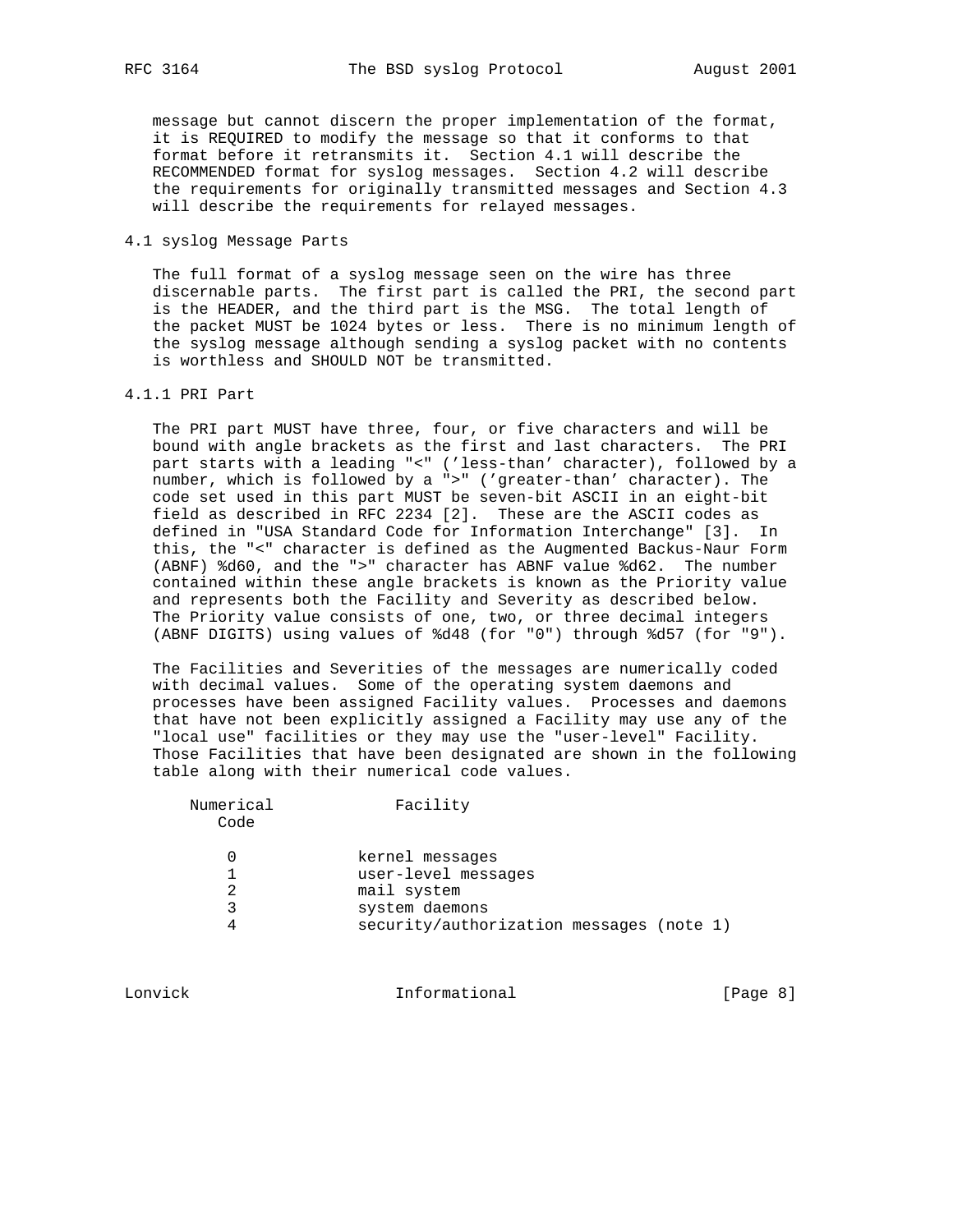message but cannot discern the proper implementation of the format, it is REQUIRED to modify the message so that it conforms to that format before it retransmits it. Section 4.1 will describe the RECOMMENDED format for syslog messages. Section 4.2 will describe the requirements for originally transmitted messages and Section 4.3 will describe the requirements for relayed messages.

### 4.1 syslog Message Parts

The full format of a syslog message seen on the wire has three discernable parts. The first part is called the PRI, the second part is the HEADER, and the third part is the MSG. The total length of the packet MUST be 1024 bytes or less. There is no minimum length of the syslog message although sending a syslog packet with no contents is worthless and SHOULD NOT be transmitted.

#### 4.1.1 PRI Part

The PRI part MUST have three, four, or five characters and will be bound with angle brackets as the first and last characters. The PRI part starts with a leading "<" ('less-than' character), followed by a number, which is followed by a ">" ('greater-than' character). The code set used in this part MUST be seven-bit ASCII in an eight-bit field as described in RFC 2234 [2]. These are the ASCII codes as defined in "USA Standard Code for Information Interchange" [3]. In this, the "<" character is defined as the Augmented Backus-Naur Form (ABNF) %d60, and the ">" character has ABNF value %d62. The number contained within these angle brackets is known as the Priority value and represents both the Facility and Severity as described below. The Priority value consists of one, two, or three decimal integers (ABNF DIGITS) using values of %d48 (for "0") through %d57 (for "9").

The Facilities and Severities of the messages are numerically coded with decimal values. Some of the operating system daemons and processes have been assigned Facility values. Processes and daemons that have not been explicitly assigned a Facility may use any of the "local use" facilities or they may use the "user-level" Facility. Those Facilities that have been designated are shown in the following table along with their numerical code values.

| Numerical Code | Facility |
|---|---|
| 0 | kernel messages |
| 1 | user-level messages |
| 2 | mail system |
| 3 | system daemons |
| 4 | security/authorization messages (note 1) |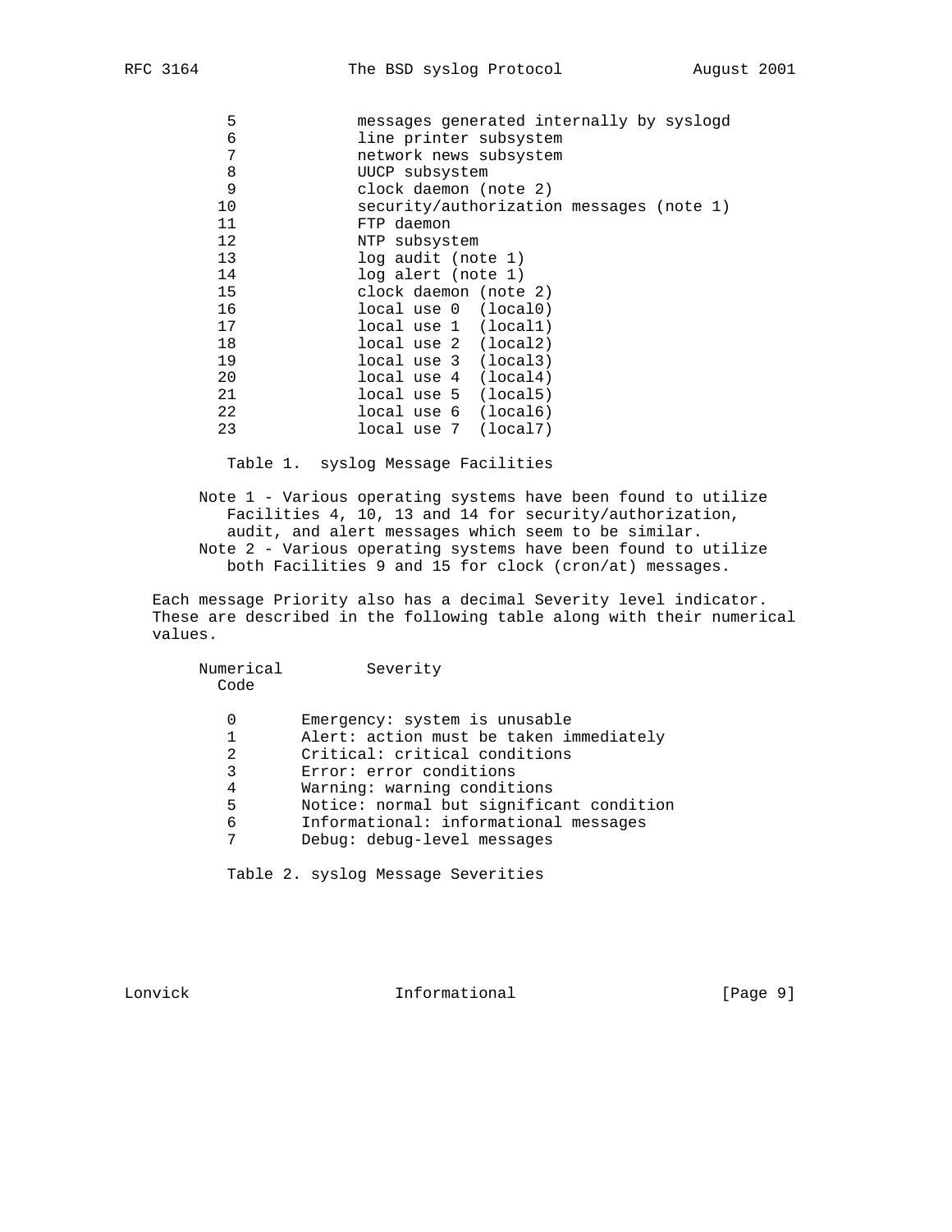| Numerical Code | Facility |
| --- | --- |
| 5 | messages generated internally by syslogd |
| 6 | line printer subsystem |
| 7 | network news subsystem |
| 8 | UUCP subsystem |
| 9 | clock daemon (note 2) |
| 10 | security/authorization messages (note 1) |
| 11 | FTP daemon |
| 12 | NTP subsystem |
| 13 | log audit (note 1) |
| 14 | log alert (note 1) |
| 15 | clock daemon (note 2) |
| 16 | local use 0  (local0) |
| 17 | local use 1  (local1) |
| 18 | local use 2  (local2) |
| 19 | local use 3  (local3) |
| 20 | local use 4  (local4) |
| 21 | local use 5  (local5) |
| 22 | local use 6  (local6) |
| 23 | local use 7  (local7) |

Table 1.  syslog Message Facilities

Note 1 - Various operating systems have been found to utilize Facilities 4, 10, 13 and 14 for security/authorization, audit, and alert messages which seem to be similar.
Note 2 - Various operating systems have been found to utilize both Facilities 9 and 15 for clock (cron/at) messages.

Each message Priority also has a decimal Severity level indicator. These are described in the following table along with their numerical values.

| Numerical Code | Severity |
| --- | --- |
| 0 | Emergency: system is unusable |
| 1 | Alert: action must be taken immediately |
| 2 | Critical: critical conditions |
| 3 | Error: error conditions |
| 4 | Warning: warning conditions |
| 5 | Notice: normal but significant condition |
| 6 | Informational: informational messages |
| 7 | Debug: debug-level messages |

Table 2. syslog Message Severities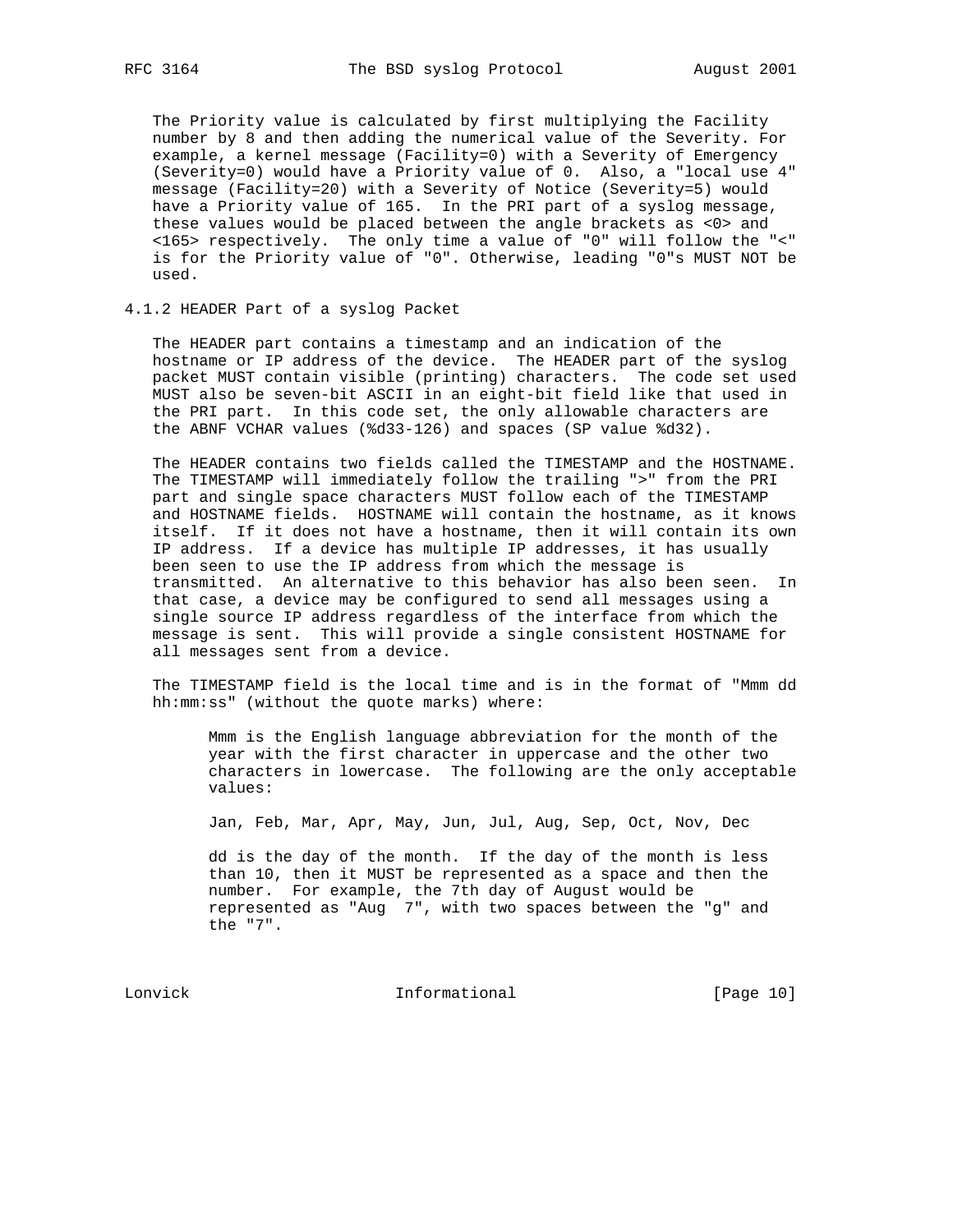The Priority value is calculated by first multiplying the Facility number by 8 and then adding the numerical value of the Severity. For example, a kernel message (Facility=0) with a Severity of Emergency (Severity=0) would have a Priority value of 0. Also, a "local use 4" message (Facility=20) with a Severity of Notice (Severity=5) would have a Priority value of 165. In the PRI part of a syslog message, these values would be placed between the angle brackets as <0> and <165> respectively. The only time a value of "0" will follow the "<" is for the Priority value of "0". Otherwise, leading "0"s MUST NOT be used.

### 4.1.2 HEADER Part of a syslog Packet

The HEADER part contains a timestamp and an indication of the hostname or IP address of the device. The HEADER part of the syslog packet MUST contain visible (printing) characters. The code set used MUST also be seven-bit ASCII in an eight-bit field like that used in the PRI part. In this code set, the only allowable characters are the ABNF VCHAR values (%d33-126) and spaces (SP value %d32).

The HEADER contains two fields called the TIMESTAMP and the HOSTNAME. The TIMESTAMP will immediately follow the trailing ">" from the PRI part and single space characters MUST follow each of the TIMESTAMP and HOSTNAME fields. HOSTNAME will contain the hostname, as it knows itself. If it does not have a hostname, then it will contain its own IP address. If a device has multiple IP addresses, it has usually been seen to use the IP address from which the message is transmitted. An alternative to this behavior has also been seen. In that case, a device may be configured to send all messages using a single source IP address regardless of the interface from which the message is sent. This will provide a single consistent HOSTNAME for all messages sent from a device.

The TIMESTAMP field is the local time and is in the format of "Mmm dd hh:mm:ss" (without the quote marks) where:

> Mmm is the English language abbreviation for the month of the year with the first character in uppercase and the other two characters in lowercase. The following are the only acceptable values:
>
> Jan, Feb, Mar, Apr, May, Jun, Jul, Aug, Sep, Oct, Nov, Dec
>
> dd is the day of the month. If the day of the month is less than 10, then it MUST be represented as a space and then the number. For example, the 7th day of August would be represented as "Aug  7", with two spaces between the "g" and the "7".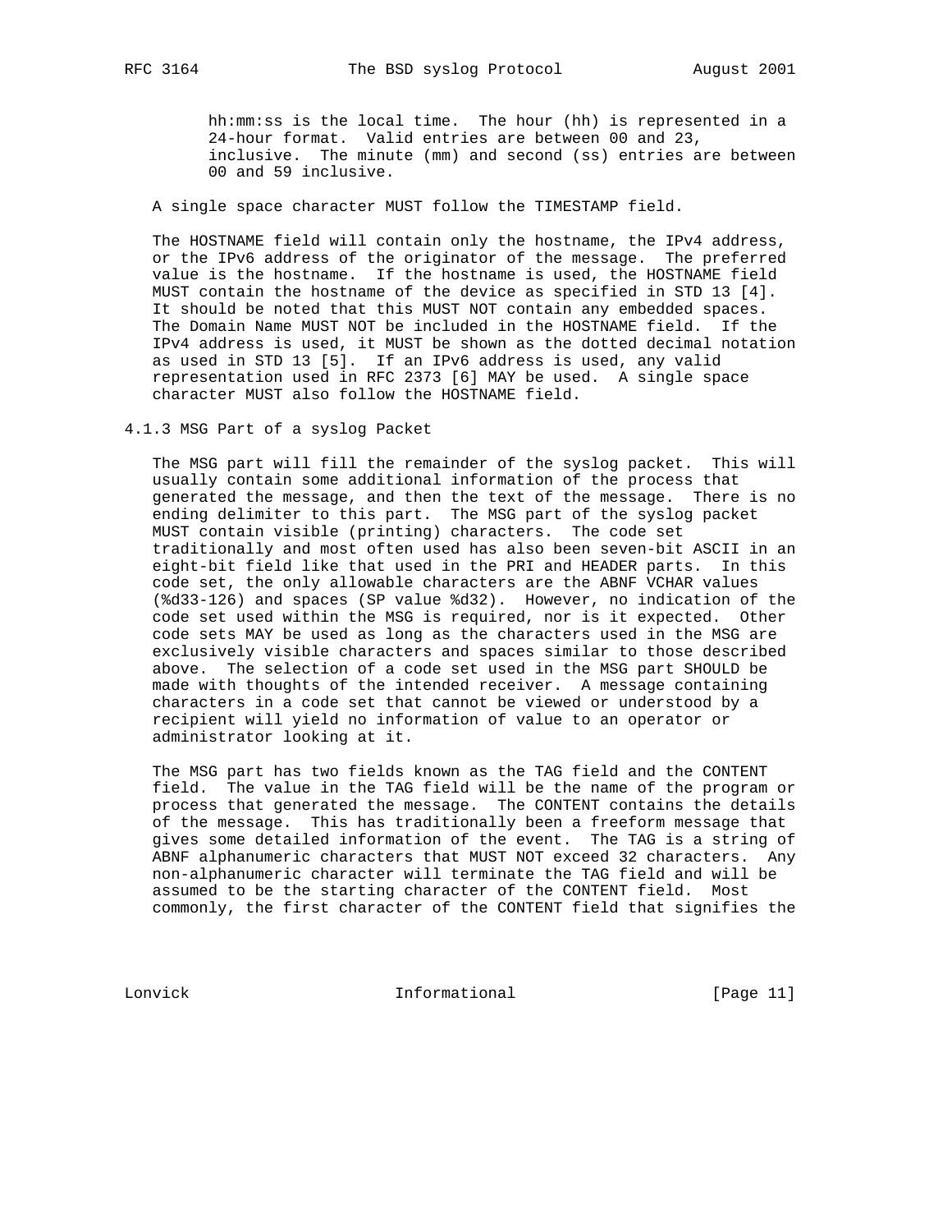hh:mm:ss is the local time. The hour (hh) is represented in a 24-hour format. Valid entries are between 00 and 23, inclusive. The minute (mm) and second (ss) entries are between 00 and 59 inclusive.

A single space character MUST follow the TIMESTAMP field.

The HOSTNAME field will contain only the hostname, the IPv4 address, or the IPv6 address of the originator of the message. The preferred value is the hostname. If the hostname is used, the HOSTNAME field MUST contain the hostname of the device as specified in STD 13 [4]. It should be noted that this MUST NOT contain any embedded spaces. The Domain Name MUST NOT be included in the HOSTNAME field. If the IPv4 address is used, it MUST be shown as the dotted decimal notation as used in STD 13 [5]. If an IPv6 address is used, any valid representation used in RFC 2373 [6] MAY be used. A single space character MUST also follow the HOSTNAME field.

### 4.1.3 MSG Part of a syslog Packet

The MSG part will fill the remainder of the syslog packet. This will usually contain some additional information of the process that generated the message, and then the text of the message. There is no ending delimiter to this part. The MSG part of the syslog packet MUST contain visible (printing) characters. The code set traditionally and most often used has also been seven-bit ASCII in an eight-bit field like that used in the PRI and HEADER parts. In this code set, the only allowable characters are the ABNF VCHAR values (%d33-126) and spaces (SP value %d32). However, no indication of the code set used within the MSG is required, nor is it expected. Other code sets MAY be used as long as the characters used in the MSG are exclusively visible characters and spaces similar to those described above. The selection of a code set used in the MSG part SHOULD be made with thoughts of the intended receiver. A message containing characters in a code set that cannot be viewed or understood by a recipient will yield no information of value to an operator or administrator looking at it.

The MSG part has two fields known as the TAG field and the CONTENT field. The value in the TAG field will be the name of the program or process that generated the message. The CONTENT contains the details of the message. This has traditionally been a freeform message that gives some detailed information of the event. The TAG is a string of ABNF alphanumeric characters that MUST NOT exceed 32 characters. Any non-alphanumeric character will terminate the TAG field and will be assumed to be the starting character of the CONTENT field. Most commonly, the first character of the CONTENT field that signifies the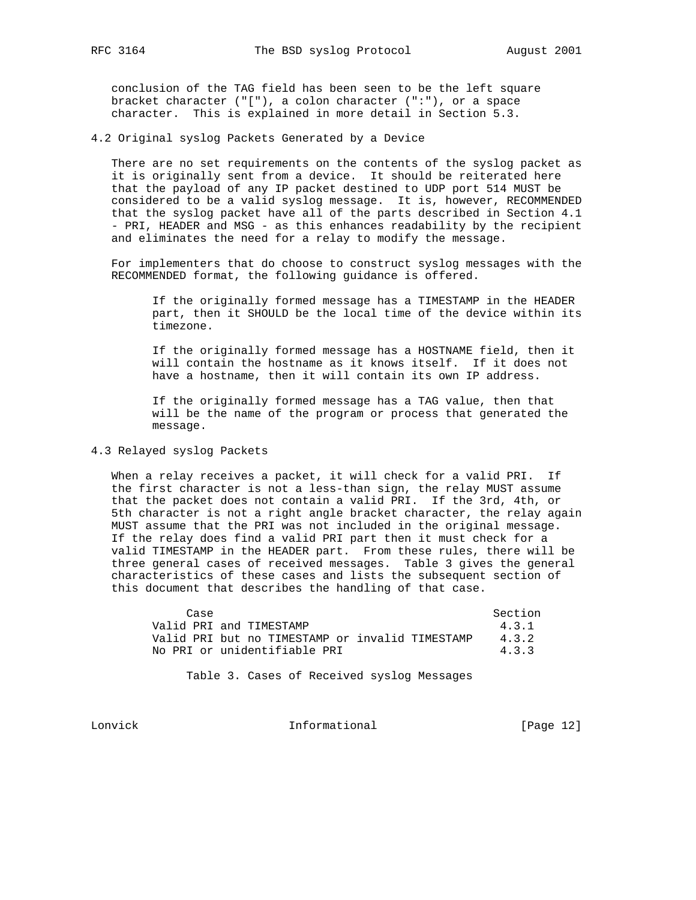conclusion of the TAG field has been seen to be the left square bracket character ("["), a colon character (":"), or a space character. This is explained in more detail in Section 5.3.

## 4.2 Original syslog Packets Generated by a Device

There are no set requirements on the contents of the syslog packet as it is originally sent from a device. It should be reiterated here that the payload of any IP packet destined to UDP port 514 MUST be considered to be a valid syslog message. It is, however, RECOMMENDED that the syslog packet have all of the parts described in Section 4.1 - PRI, HEADER and MSG - as this enhances readability by the recipient and eliminates the need for a relay to modify the message.

For implementers that do choose to construct syslog messages with the RECOMMENDED format, the following guidance is offered.

> If the originally formed message has a TIMESTAMP in the HEADER part, then it SHOULD be the local time of the device within its timezone.
>
> If the originally formed message has a HOSTNAME field, then it will contain the hostname as it knows itself. If it does not have a hostname, then it will contain its own IP address.
>
> If the originally formed message has a TAG value, then that will be the name of the program or process that generated the message.

## 4.3 Relayed syslog Packets

When a relay receives a packet, it will check for a valid PRI. If the first character is not a less-than sign, the relay MUST assume that the packet does not contain a valid PRI. If the 3rd, 4th, or 5th character is not a right angle bracket character, the relay again MUST assume that the PRI was not included in the original message. If the relay does find a valid PRI part then it must check for a valid TIMESTAMP in the HEADER part. From these rules, there will be three general cases of received messages. Table 3 gives the general characteristics of these cases and lists the subsequent section of this document that describes the handling of that case.

| Case | Section |
| --- | --- |
| Valid PRI and TIMESTAMP | 4.3.1 |
| Valid PRI but no TIMESTAMP or invalid TIMESTAMP | 4.3.2 |
| No PRI or unidentifiable PRI | 4.3.3 |

Table 3. Cases of Received syslog Messages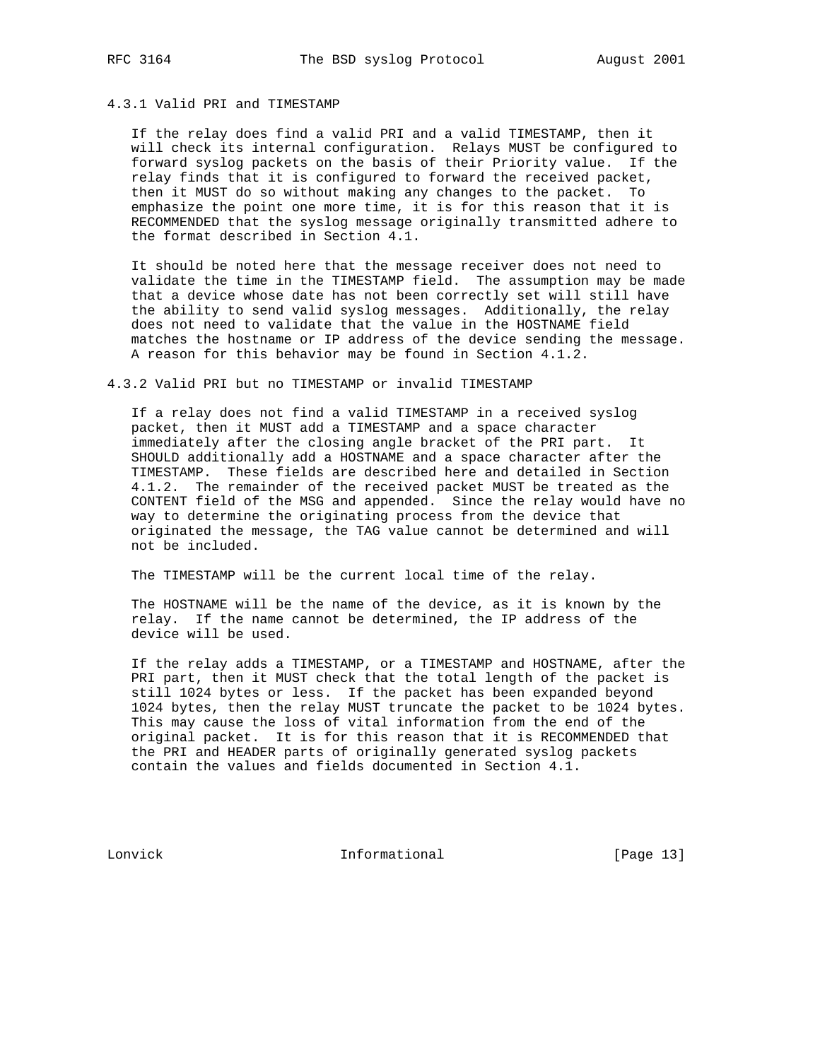### 4.3.1 Valid PRI and TIMESTAMP

If the relay does find a valid PRI and a valid TIMESTAMP, then it will check its internal configuration. Relays MUST be configured to forward syslog packets on the basis of their Priority value. If the relay finds that it is configured to forward the received packet, then it MUST do so without making any changes to the packet. To emphasize the point one more time, it is for this reason that it is RECOMMENDED that the syslog message originally transmitted adhere to the format described in Section 4.1.

It should be noted here that the message receiver does not need to validate the time in the TIMESTAMP field. The assumption may be made that a device whose date has not been correctly set will still have the ability to send valid syslog messages. Additionally, the relay does not need to validate that the value in the HOSTNAME field matches the hostname or IP address of the device sending the message. A reason for this behavior may be found in Section 4.1.2.

### 4.3.2 Valid PRI but no TIMESTAMP or invalid TIMESTAMP

If a relay does not find a valid TIMESTAMP in a received syslog packet, then it MUST add a TIMESTAMP and a space character immediately after the closing angle bracket of the PRI part. It SHOULD additionally add a HOSTNAME and a space character after the TIMESTAMP. These fields are described here and detailed in Section 4.1.2. The remainder of the received packet MUST be treated as the CONTENT field of the MSG and appended. Since the relay would have no way to determine the originating process from the device that originated the message, the TAG value cannot be determined and will not be included.

The TIMESTAMP will be the current local time of the relay.

The HOSTNAME will be the name of the device, as it is known by the relay. If the name cannot be determined, the IP address of the device will be used.

If the relay adds a TIMESTAMP, or a TIMESTAMP and HOSTNAME, after the PRI part, then it MUST check that the total length of the packet is still 1024 bytes or less. If the packet has been expanded beyond 1024 bytes, then the relay MUST truncate the packet to be 1024 bytes. This may cause the loss of vital information from the end of the original packet. It is for this reason that it is RECOMMENDED that the PRI and HEADER parts of originally generated syslog packets contain the values and fields documented in Section 4.1.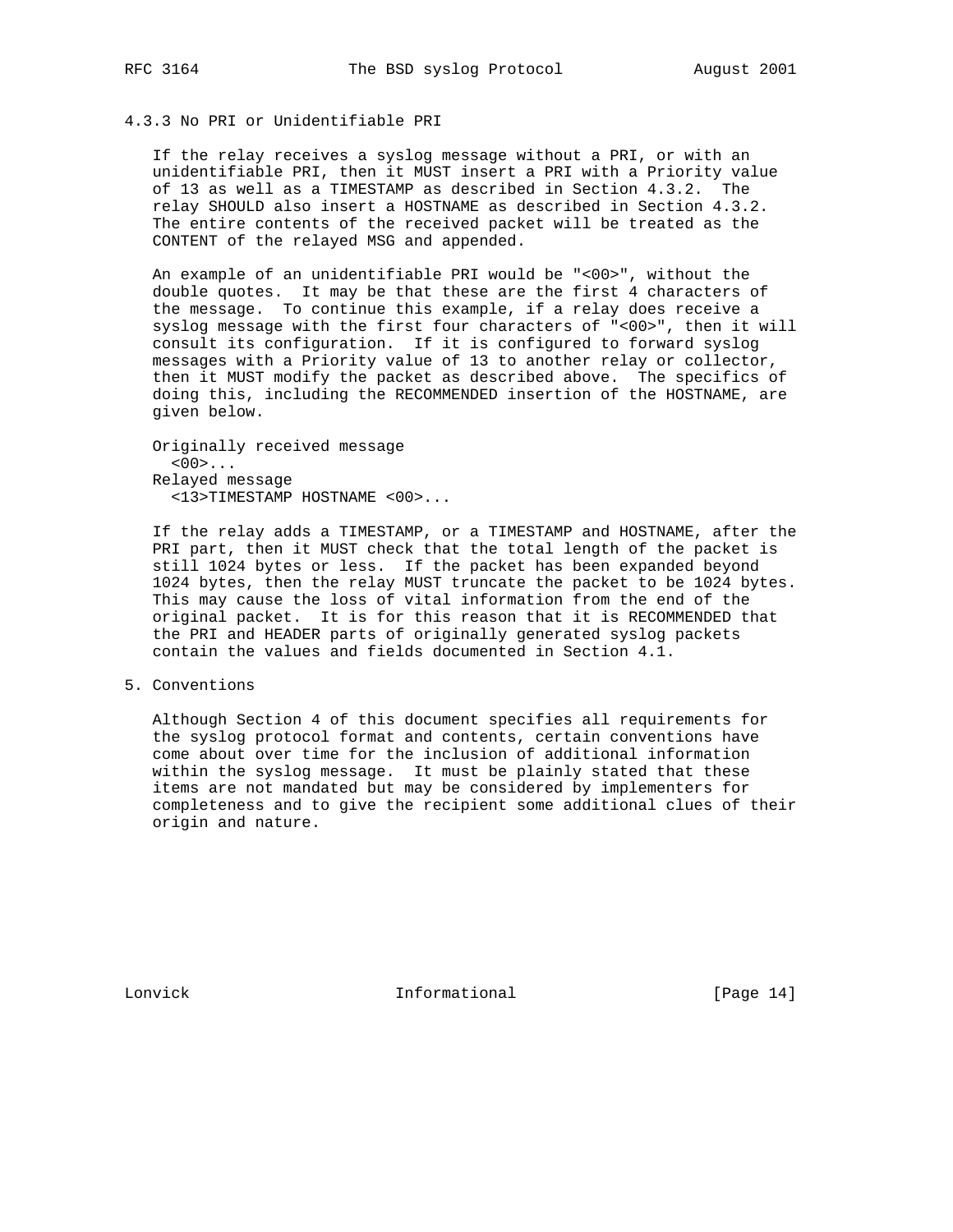### 4.3.3 No PRI or Unidentifiable PRI

If the relay receives a syslog message without a PRI, or with an unidentifiable PRI, then it MUST insert a PRI with a Priority value of 13 as well as a TIMESTAMP as described in Section 4.3.2. The relay SHOULD also insert a HOSTNAME as described in Section 4.3.2. The entire contents of the received packet will be treated as the CONTENT of the relayed MSG and appended.

An example of an unidentifiable PRI would be "<00>", without the double quotes. It may be that these are the first 4 characters of the message. To continue this example, if a relay does receive a syslog message with the first four characters of "<00>", then it will consult its configuration. If it is configured to forward syslog messages with a Priority value of 13 to another relay or collector, then it MUST modify the packet as described above. The specifics of doing this, including the RECOMMENDED insertion of the HOSTNAME, are given below.

```
Originally received message
  <00>...
Relayed message
  <13>TIMESTAMP HOSTNAME <00>...
```

If the relay adds a TIMESTAMP, or a TIMESTAMP and HOSTNAME, after the PRI part, then it MUST check that the total length of the packet is still 1024 bytes or less. If the packet has been expanded beyond 1024 bytes, then the relay MUST truncate the packet to be 1024 bytes. This may cause the loss of vital information from the end of the original packet. It is for this reason that it is RECOMMENDED that the PRI and HEADER parts of originally generated syslog packets contain the values and fields documented in Section 4.1.

## 5. Conventions

Although Section 4 of this document specifies all requirements for the syslog protocol format and contents, certain conventions have come about over time for the inclusion of additional information within the syslog message. It must be plainly stated that these items are not mandated but may be considered by implementers for completeness and to give the recipient some additional clues of their origin and nature.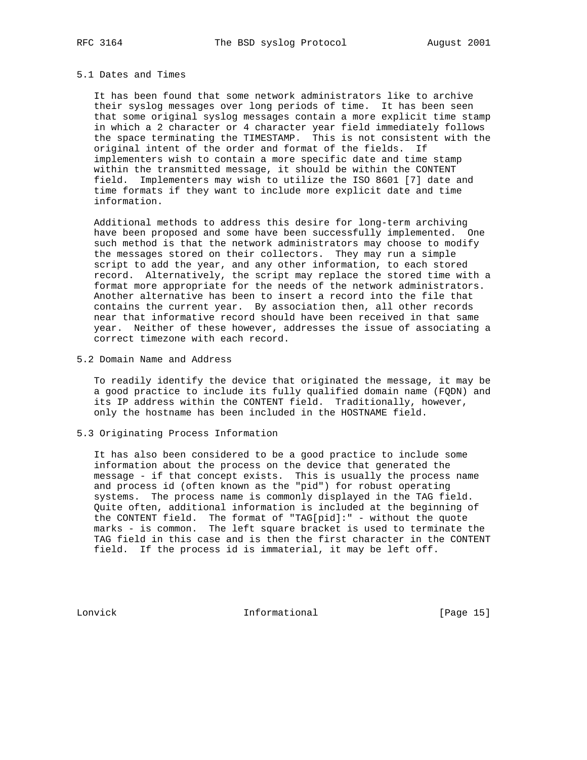### 5.1 Dates and Times

It has been found that some network administrators like to archive their syslog messages over long periods of time. It has been seen that some original syslog messages contain a more explicit time stamp in which a 2 character or 4 character year field immediately follows the space terminating the TIMESTAMP. This is not consistent with the original intent of the order and format of the fields. If implementers wish to contain a more specific date and time stamp within the transmitted message, it should be within the CONTENT field. Implementers may wish to utilize the ISO 8601 [7] date and time formats if they want to include more explicit date and time information.

Additional methods to address this desire for long-term archiving have been proposed and some have been successfully implemented. One such method is that the network administrators may choose to modify the messages stored on their collectors. They may run a simple script to add the year, and any other information, to each stored record. Alternatively, the script may replace the stored time with a format more appropriate for the needs of the network administrators. Another alternative has been to insert a record into the file that contains the current year. By association then, all other records near that informative record should have been received in that same year. Neither of these however, addresses the issue of associating a correct timezone with each record.

### 5.2 Domain Name and Address

To readily identify the device that originated the message, it may be a good practice to include its fully qualified domain name (FQDN) and its IP address within the CONTENT field. Traditionally, however, only the hostname has been included in the HOSTNAME field.

### 5.3 Originating Process Information

It has also been considered to be a good practice to include some information about the process on the device that generated the message - if that concept exists. This is usually the process name and process id (often known as the "pid") for robust operating systems. The process name is commonly displayed in the TAG field. Quite often, additional information is included at the beginning of the CONTENT field. The format of "TAG[pid]:" - without the quote marks - is common. The left square bracket is used to terminate the TAG field in this case and is then the first character in the CONTENT field. If the process id is immaterial, it may be left off.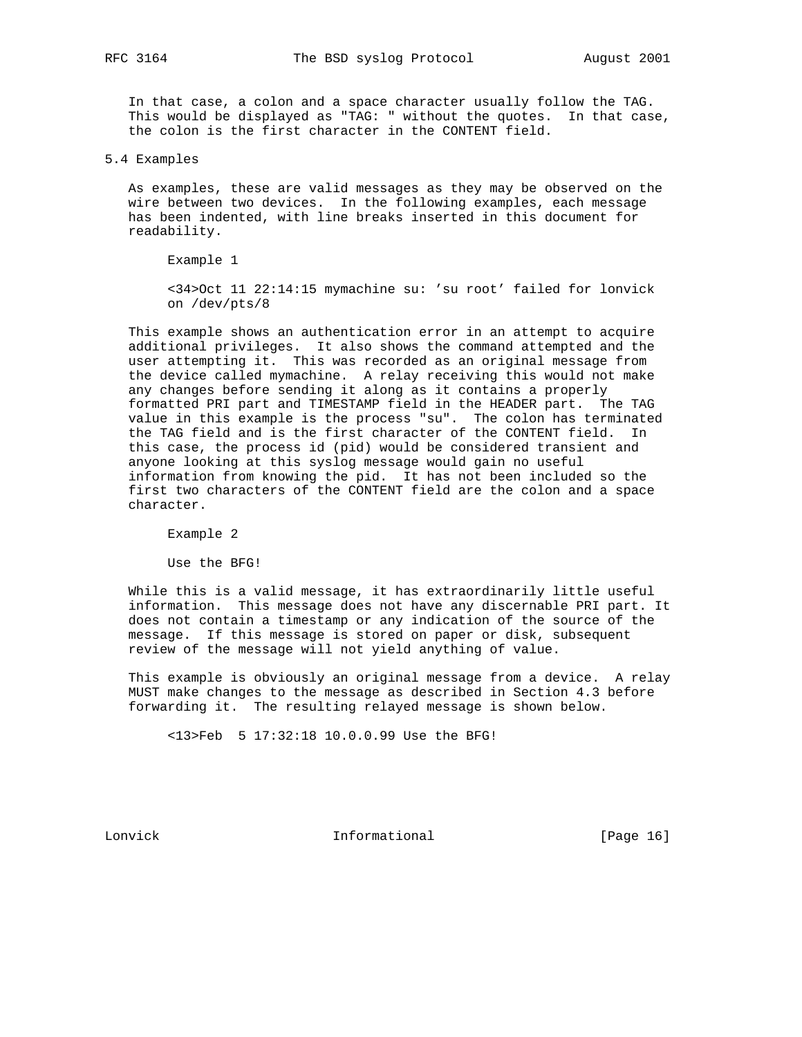In that case, a colon and a space character usually follow the TAG. This would be displayed as "TAG: " without the quotes. In that case, the colon is the first character in the CONTENT field.

## 5.4 Examples

As examples, these are valid messages as they may be observed on the wire between two devices. In the following examples, each message has been indented, with line breaks inserted in this document for readability.

Example 1

```
<34>Oct 11 22:14:15 mymachine su: 'su root' failed for lonvick
on /dev/pts/8
```

This example shows an authentication error in an attempt to acquire additional privileges. It also shows the command attempted and the user attempting it. This was recorded as an original message from the device called mymachine. A relay receiving this would not make any changes before sending it along as it contains a properly formatted PRI part and TIMESTAMP field in the HEADER part. The TAG value in this example is the process "su". The colon has terminated the TAG field and is the first character of the CONTENT field. In this case, the process id (pid) would be considered transient and anyone looking at this syslog message would gain no useful information from knowing the pid. It has not been included so the first two characters of the CONTENT field are the colon and a space character.

Example 2

```
Use the BFG!
```

While this is a valid message, it has extraordinarily little useful information. This message does not have any discernable PRI part. It does not contain a timestamp or any indication of the source of the message. If this message is stored on paper or disk, subsequent review of the message will not yield anything of value.

This example is obviously an original message from a device. A relay MUST make changes to the message as described in Section 4.3 before forwarding it. The resulting relayed message is shown below.

```
<13>Feb  5 17:32:18 10.0.0.99 Use the BFG!
```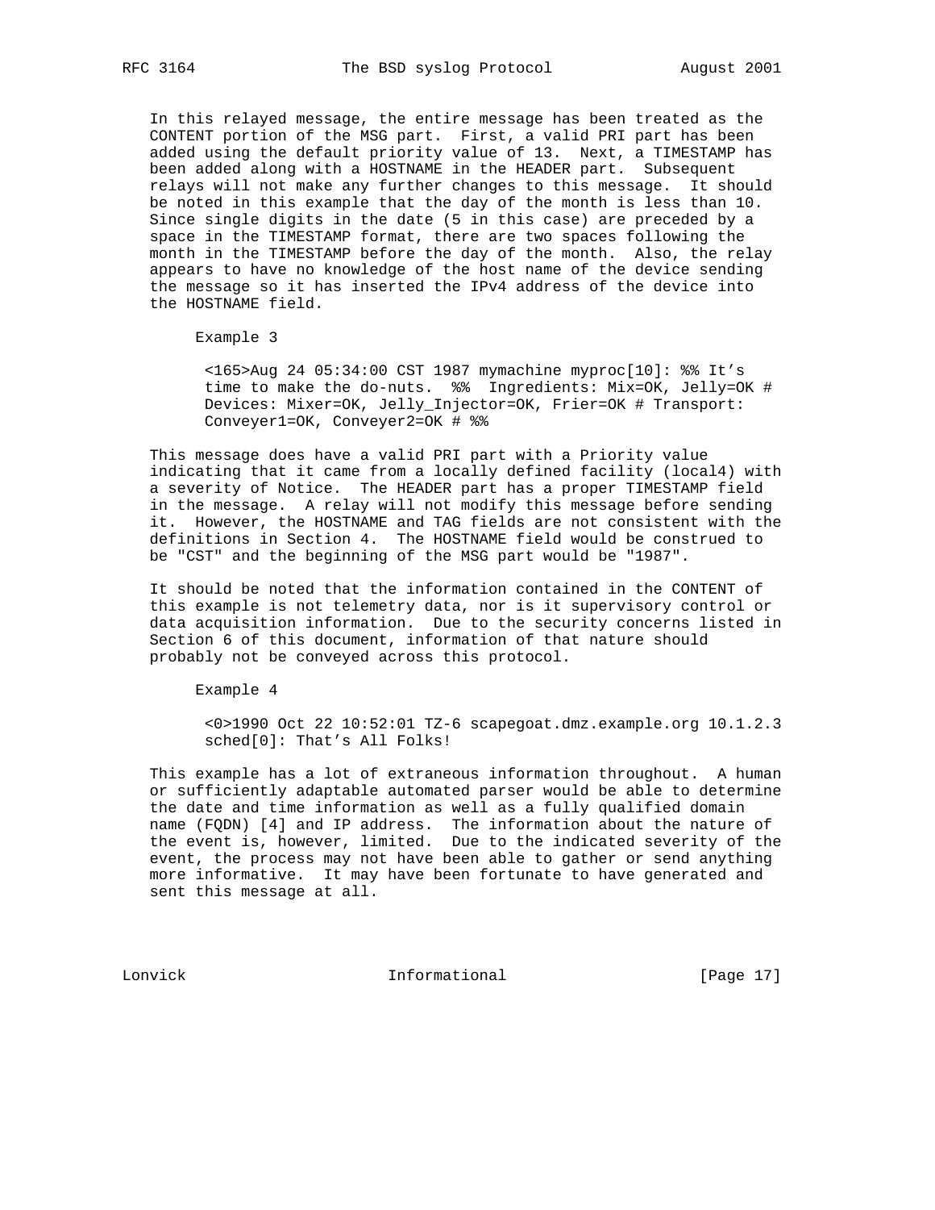In this relayed message, the entire message has been treated as the CONTENT portion of the MSG part. First, a valid PRI part has been added using the default priority value of 13. Next, a TIMESTAMP has been added along with a HOSTNAME in the HEADER part. Subsequent relays will not make any further changes to this message. It should be noted in this example that the day of the month is less than 10. Since single digits in the date (5 in this case) are preceded by a space in the TIMESTAMP format, there are two spaces following the month in the TIMESTAMP before the day of the month. Also, the relay appears to have no knowledge of the host name of the device sending the message so it has inserted the IPv4 address of the device into the HOSTNAME field.

Example 3

```
<165>Aug 24 05:34:00 CST 1987 mymachine myproc[10]: %% It's
time to make the do-nuts.  %%  Ingredients: Mix=OK, Jelly=OK #
Devices: Mixer=OK, Jelly_Injector=OK, Frier=OK # Transport:
Conveyer1=OK, Conveyer2=OK # %%
```

This message does have a valid PRI part with a Priority value indicating that it came from a locally defined facility (local4) with a severity of Notice. The HEADER part has a proper TIMESTAMP field in the message. A relay will not modify this message before sending it. However, the HOSTNAME and TAG fields are not consistent with the definitions in Section 4. The HOSTNAME field would be construed to be "CST" and the beginning of the MSG part would be "1987".

It should be noted that the information contained in the CONTENT of this example is not telemetry data, nor is it supervisory control or data acquisition information. Due to the security concerns listed in Section 6 of this document, information of that nature should probably not be conveyed across this protocol.

Example 4

```
<0>1990 Oct 22 10:52:01 TZ-6 scapegoat.dmz.example.org 10.1.2.3
sched[0]: That's All Folks!
```

This example has a lot of extraneous information throughout. A human or sufficiently adaptable automated parser would be able to determine the date and time information as well as a fully qualified domain name (FQDN) [4] and IP address. The information about the nature of the event is, however, limited. Due to the indicated severity of the event, the process may not have been able to gather or send anything more informative. It may have been fortunate to have generated and sent this message at all.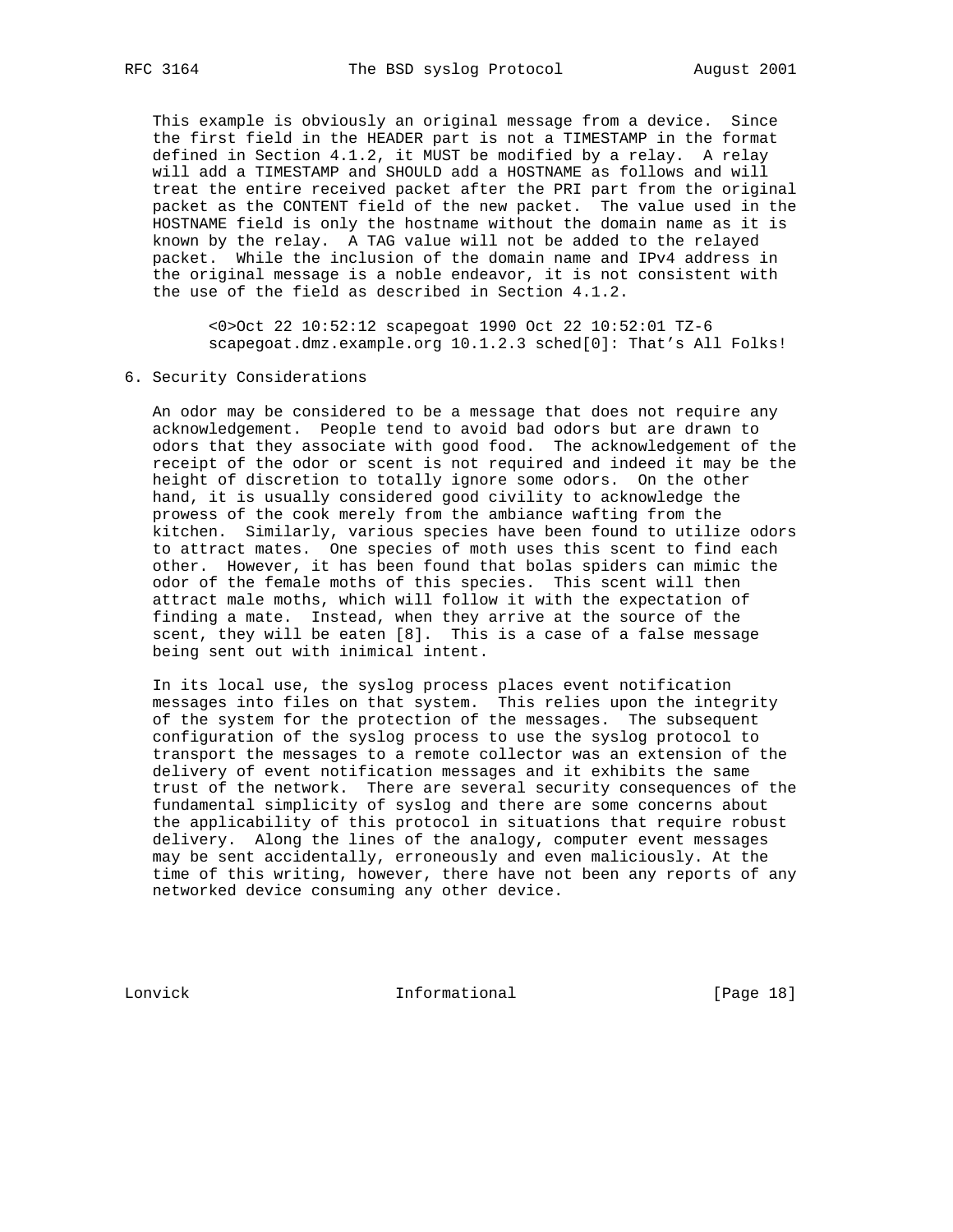This example is obviously an original message from a device. Since the first field in the HEADER part is not a TIMESTAMP in the format defined in Section 4.1.2, it MUST be modified by a relay. A relay will add a TIMESTAMP and SHOULD add a HOSTNAME as follows and will treat the entire received packet after the PRI part from the original packet as the CONTENT field of the new packet. The value used in the HOSTNAME field is only the hostname without the domain name as it is known by the relay. A TAG value will not be added to the relayed packet. While the inclusion of the domain name and IPv4 address in the original message is a noble endeavor, it is not consistent with the use of the field as described in Section 4.1.2.

```
<0>Oct 22 10:52:12 scapegoat 1990 Oct 22 10:52:01 TZ-6
scapegoat.dmz.example.org 10.1.2.3 sched[0]: That's All Folks!
```

## 6. Security Considerations

An odor may be considered to be a message that does not require any acknowledgement. People tend to avoid bad odors but are drawn to odors that they associate with good food. The acknowledgement of the receipt of the odor or scent is not required and indeed it may be the height of discretion to totally ignore some odors. On the other hand, it is usually considered good civility to acknowledge the prowess of the cook merely from the ambiance wafting from the kitchen. Similarly, various species have been found to utilize odors to attract mates. One species of moth uses this scent to find each other. However, it has been found that bolas spiders can mimic the odor of the female moths of this species. This scent will then attract male moths, which will follow it with the expectation of finding a mate. Instead, when they arrive at the source of the scent, they will be eaten [8]. This is a case of a false message being sent out with inimical intent.

In its local use, the syslog process places event notification messages into files on that system. This relies upon the integrity of the system for the protection of the messages. The subsequent configuration of the syslog process to use the syslog protocol to transport the messages to a remote collector was an extension of the delivery of event notification messages and it exhibits the same trust of the network. There are several security consequences of the fundamental simplicity of syslog and there are some concerns about the applicability of this protocol in situations that require robust delivery. Along the lines of the analogy, computer event messages may be sent accidentally, erroneously and even maliciously. At the time of this writing, however, there have not been any reports of any networked device consuming any other device.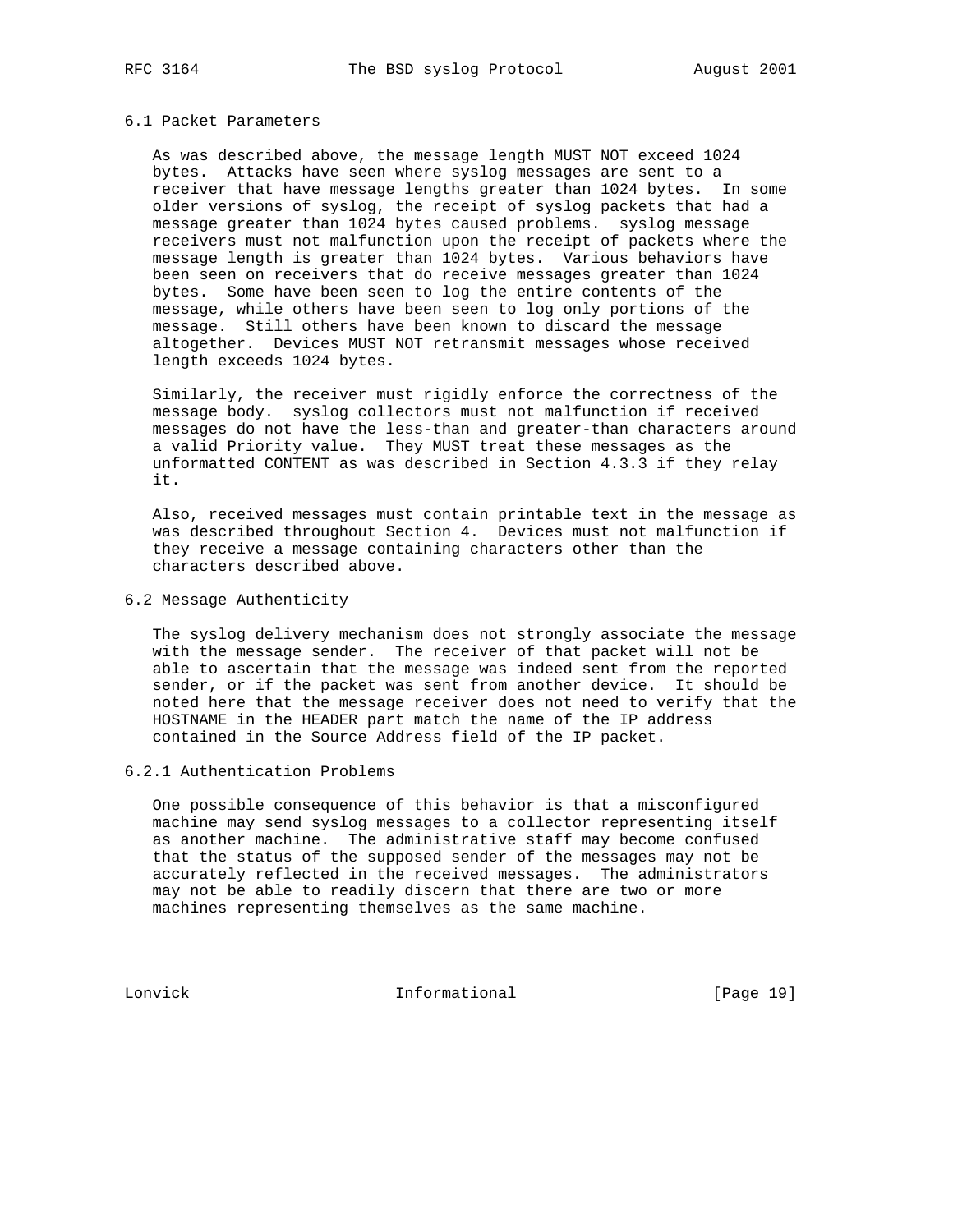### 6.1 Packet Parameters

As was described above, the message length MUST NOT exceed 1024 bytes. Attacks have seen where syslog messages are sent to a receiver that have message lengths greater than 1024 bytes. In some older versions of syslog, the receipt of syslog packets that had a message greater than 1024 bytes caused problems. syslog message receivers must not malfunction upon the receipt of packets where the message length is greater than 1024 bytes. Various behaviors have been seen on receivers that do receive messages greater than 1024 bytes. Some have been seen to log the entire contents of the message, while others have been seen to log only portions of the message. Still others have been known to discard the message altogether. Devices MUST NOT retransmit messages whose received length exceeds 1024 bytes.

Similarly, the receiver must rigidly enforce the correctness of the message body. syslog collectors must not malfunction if received messages do not have the less-than and greater-than characters around a valid Priority value. They MUST treat these messages as the unformatted CONTENT as was described in Section 4.3.3 if they relay it.

Also, received messages must contain printable text in the message as was described throughout Section 4. Devices must not malfunction if they receive a message containing characters other than the characters described above.

### 6.2 Message Authenticity

The syslog delivery mechanism does not strongly associate the message with the message sender. The receiver of that packet will not be able to ascertain that the message was indeed sent from the reported sender, or if the packet was sent from another device. It should be noted here that the message receiver does not need to verify that the HOSTNAME in the HEADER part match the name of the IP address contained in the Source Address field of the IP packet.

#### 6.2.1 Authentication Problems

One possible consequence of this behavior is that a misconfigured machine may send syslog messages to a collector representing itself as another machine. The administrative staff may become confused that the status of the supposed sender of the messages may not be accurately reflected in the received messages. The administrators may not be able to readily discern that there are two or more machines representing themselves as the same machine.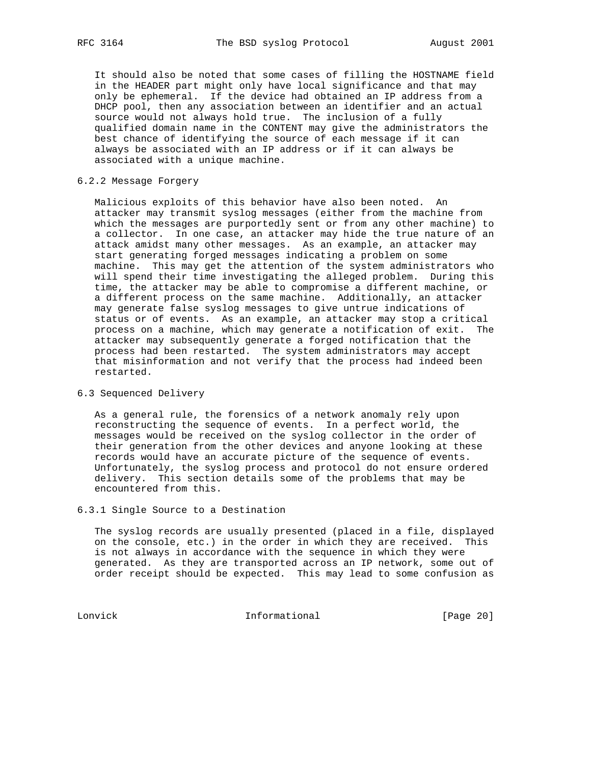It should also be noted that some cases of filling the HOSTNAME field in the HEADER part might only have local significance and that may only be ephemeral. If the device had obtained an IP address from a DHCP pool, then any association between an identifier and an actual source would not always hold true. The inclusion of a fully qualified domain name in the CONTENT may give the administrators the best chance of identifying the source of each message if it can always be associated with an IP address or if it can always be associated with a unique machine.

### 6.2.2 Message Forgery

Malicious exploits of this behavior have also been noted. An attacker may transmit syslog messages (either from the machine from which the messages are purportedly sent or from any other machine) to a collector. In one case, an attacker may hide the true nature of an attack amidst many other messages. As an example, an attacker may start generating forged messages indicating a problem on some machine. This may get the attention of the system administrators who will spend their time investigating the alleged problem. During this time, the attacker may be able to compromise a different machine, or a different process on the same machine. Additionally, an attacker may generate false syslog messages to give untrue indications of status or of events. As an example, an attacker may stop a critical process on a machine, which may generate a notification of exit. The attacker may subsequently generate a forged notification that the process had been restarted. The system administrators may accept that misinformation and not verify that the process had indeed been restarted.

## 6.3 Sequenced Delivery

As a general rule, the forensics of a network anomaly rely upon reconstructing the sequence of events. In a perfect world, the messages would be received on the syslog collector in the order of their generation from the other devices and anyone looking at these records would have an accurate picture of the sequence of events. Unfortunately, the syslog process and protocol do not ensure ordered delivery. This section details some of the problems that may be encountered from this.

### 6.3.1 Single Source to a Destination

The syslog records are usually presented (placed in a file, displayed on the console, etc.) in the order in which they are received. This is not always in accordance with the sequence in which they were generated. As they are transported across an IP network, some out of order receipt should be expected. This may lead to some confusion as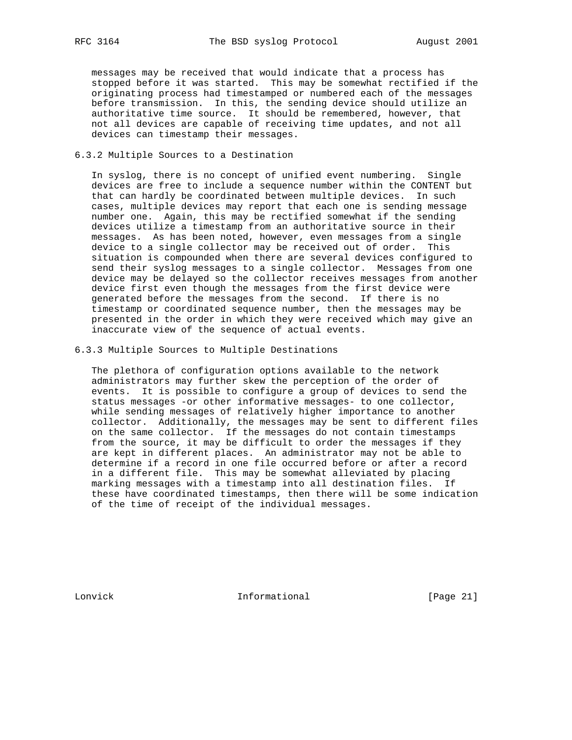messages may be received that would indicate that a process has stopped before it was started. This may be somewhat rectified if the originating process had timestamped or numbered each of the messages before transmission. In this, the sending device should utilize an authoritative time source. It should be remembered, however, that not all devices are capable of receiving time updates, and not all devices can timestamp their messages.

### 6.3.2 Multiple Sources to a Destination

In syslog, there is no concept of unified event numbering. Single devices are free to include a sequence number within the CONTENT but that can hardly be coordinated between multiple devices. In such cases, multiple devices may report that each one is sending message number one. Again, this may be rectified somewhat if the sending devices utilize a timestamp from an authoritative source in their messages. As has been noted, however, even messages from a single device to a single collector may be received out of order. This situation is compounded when there are several devices configured to send their syslog messages to a single collector. Messages from one device may be delayed so the collector receives messages from another device first even though the messages from the first device were generated before the messages from the second. If there is no timestamp or coordinated sequence number, then the messages may be presented in the order in which they were received which may give an inaccurate view of the sequence of actual events.

### 6.3.3 Multiple Sources to Multiple Destinations

The plethora of configuration options available to the network administrators may further skew the perception of the order of events. It is possible to configure a group of devices to send the status messages -or other informative messages- to one collector, while sending messages of relatively higher importance to another collector. Additionally, the messages may be sent to different files on the same collector. If the messages do not contain timestamps from the source, it may be difficult to order the messages if they are kept in different places. An administrator may not be able to determine if a record in one file occurred before or after a record in a different file. This may be somewhat alleviated by placing marking messages with a timestamp into all destination files. If these have coordinated timestamps, then there will be some indication of the time of receipt of the individual messages.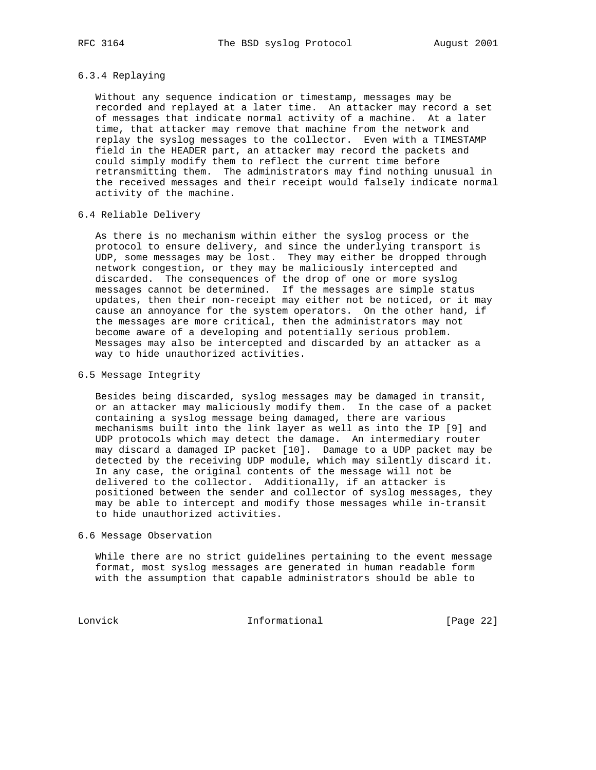### 6.3.4 Replaying

Without any sequence indication or timestamp, messages may be recorded and replayed at a later time. An attacker may record a set of messages that indicate normal activity of a machine. At a later time, that attacker may remove that machine from the network and replay the syslog messages to the collector. Even with a TIMESTAMP field in the HEADER part, an attacker may record the packets and could simply modify them to reflect the current time before retransmitting them. The administrators may find nothing unusual in the received messages and their receipt would falsely indicate normal activity of the machine.

## 6.4 Reliable Delivery

As there is no mechanism within either the syslog process or the protocol to ensure delivery, and since the underlying transport is UDP, some messages may be lost. They may either be dropped through network congestion, or they may be maliciously intercepted and discarded. The consequences of the drop of one or more syslog messages cannot be determined. If the messages are simple status updates, then their non-receipt may either not be noticed, or it may cause an annoyance for the system operators. On the other hand, if the messages are more critical, then the administrators may not become aware of a developing and potentially serious problem. Messages may also be intercepted and discarded by an attacker as a way to hide unauthorized activities.

## 6.5 Message Integrity

Besides being discarded, syslog messages may be damaged in transit, or an attacker may maliciously modify them. In the case of a packet containing a syslog message being damaged, there are various mechanisms built into the link layer as well as into the IP [9] and UDP protocols which may detect the damage. An intermediary router may discard a damaged IP packet [10]. Damage to a UDP packet may be detected by the receiving UDP module, which may silently discard it. In any case, the original contents of the message will not be delivered to the collector. Additionally, if an attacker is positioned between the sender and collector of syslog messages, they may be able to intercept and modify those messages while in-transit to hide unauthorized activities.

## 6.6 Message Observation

While there are no strict guidelines pertaining to the event message format, most syslog messages are generated in human readable form with the assumption that capable administrators should be able to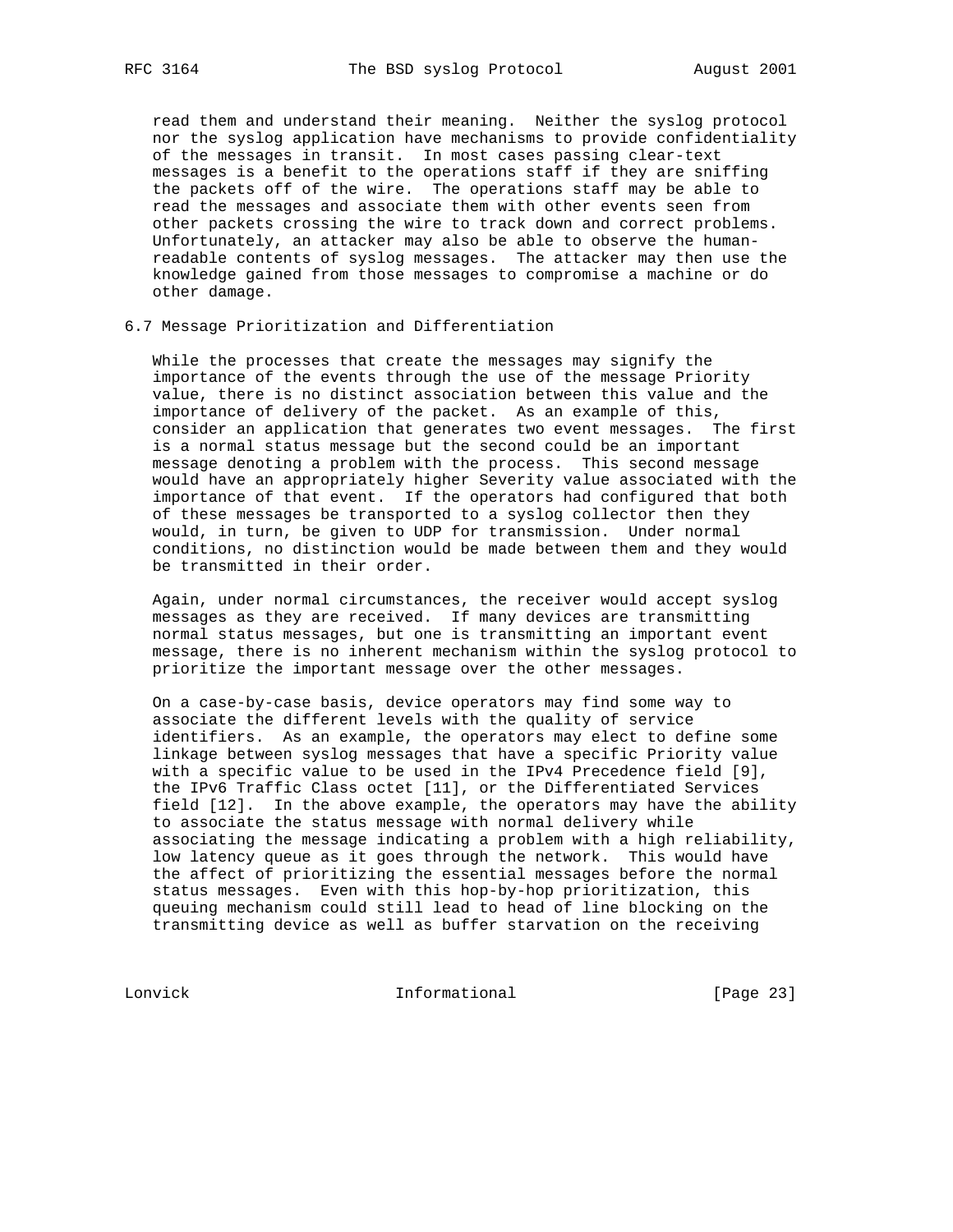read them and understand their meaning. Neither the syslog protocol nor the syslog application have mechanisms to provide confidentiality of the messages in transit. In most cases passing clear-text messages is a benefit to the operations staff if they are sniffing the packets off of the wire. The operations staff may be able to read the messages and associate them with other events seen from other packets crossing the wire to track down and correct problems. Unfortunately, an attacker may also be able to observe the human-readable contents of syslog messages. The attacker may then use the knowledge gained from those messages to compromise a machine or do other damage.

## 6.7 Message Prioritization and Differentiation

While the processes that create the messages may signify the importance of the events through the use of the message Priority value, there is no distinct association between this value and the importance of delivery of the packet. As an example of this, consider an application that generates two event messages. The first is a normal status message but the second could be an important message denoting a problem with the process. This second message would have an appropriately higher Severity value associated with the importance of that event. If the operators had configured that both of these messages be transported to a syslog collector then they would, in turn, be given to UDP for transmission. Under normal conditions, no distinction would be made between them and they would be transmitted in their order.

Again, under normal circumstances, the receiver would accept syslog messages as they are received. If many devices are transmitting normal status messages, but one is transmitting an important event message, there is no inherent mechanism within the syslog protocol to prioritize the important message over the other messages.

On a case-by-case basis, device operators may find some way to associate the different levels with the quality of service identifiers. As an example, the operators may elect to define some linkage between syslog messages that have a specific Priority value with a specific value to be used in the IPv4 Precedence field [9], the IPv6 Traffic Class octet [11], or the Differentiated Services field [12]. In the above example, the operators may have the ability to associate the status message with normal delivery while associating the message indicating a problem with a high reliability, low latency queue as it goes through the network. This would have the affect of prioritizing the essential messages before the normal status messages. Even with this hop-by-hop prioritization, this queuing mechanism could still lead to head of line blocking on the transmitting device as well as buffer starvation on the receiving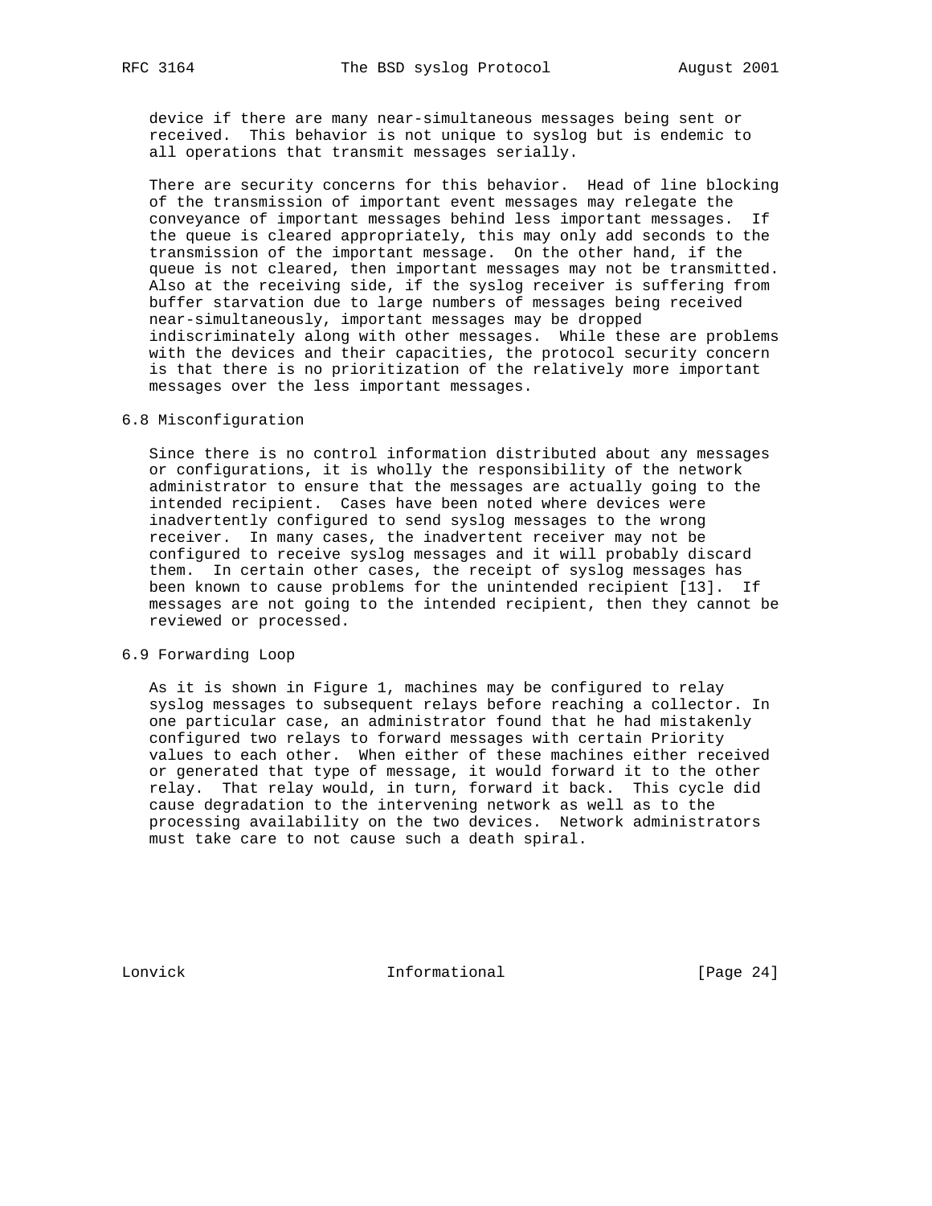device if there are many near-simultaneous messages being sent or received. This behavior is not unique to syslog but is endemic to all operations that transmit messages serially.

There are security concerns for this behavior. Head of line blocking of the transmission of important event messages may relegate the conveyance of important messages behind less important messages. If the queue is cleared appropriately, this may only add seconds to the transmission of the important message. On the other hand, if the queue is not cleared, then important messages may not be transmitted. Also at the receiving side, if the syslog receiver is suffering from buffer starvation due to large numbers of messages being received near-simultaneously, important messages may be dropped indiscriminately along with other messages. While these are problems with the devices and their capacities, the protocol security concern is that there is no prioritization of the relatively more important messages over the less important messages.

## 6.8 Misconfiguration

Since there is no control information distributed about any messages or configurations, it is wholly the responsibility of the network administrator to ensure that the messages are actually going to the intended recipient. Cases have been noted where devices were inadvertently configured to send syslog messages to the wrong receiver. In many cases, the inadvertent receiver may not be configured to receive syslog messages and it will probably discard them. In certain other cases, the receipt of syslog messages has been known to cause problems for the unintended recipient [13]. If messages are not going to the intended recipient, then they cannot be reviewed or processed.

## 6.9 Forwarding Loop

As it is shown in Figure 1, machines may be configured to relay syslog messages to subsequent relays before reaching a collector. In one particular case, an administrator found that he had mistakenly configured two relays to forward messages with certain Priority values to each other. When either of these machines either received or generated that type of message, it would forward it to the other relay. That relay would, in turn, forward it back. This cycle did cause degradation to the intervening network as well as to the processing availability on the two devices. Network administrators must take care to not cause such a death spiral.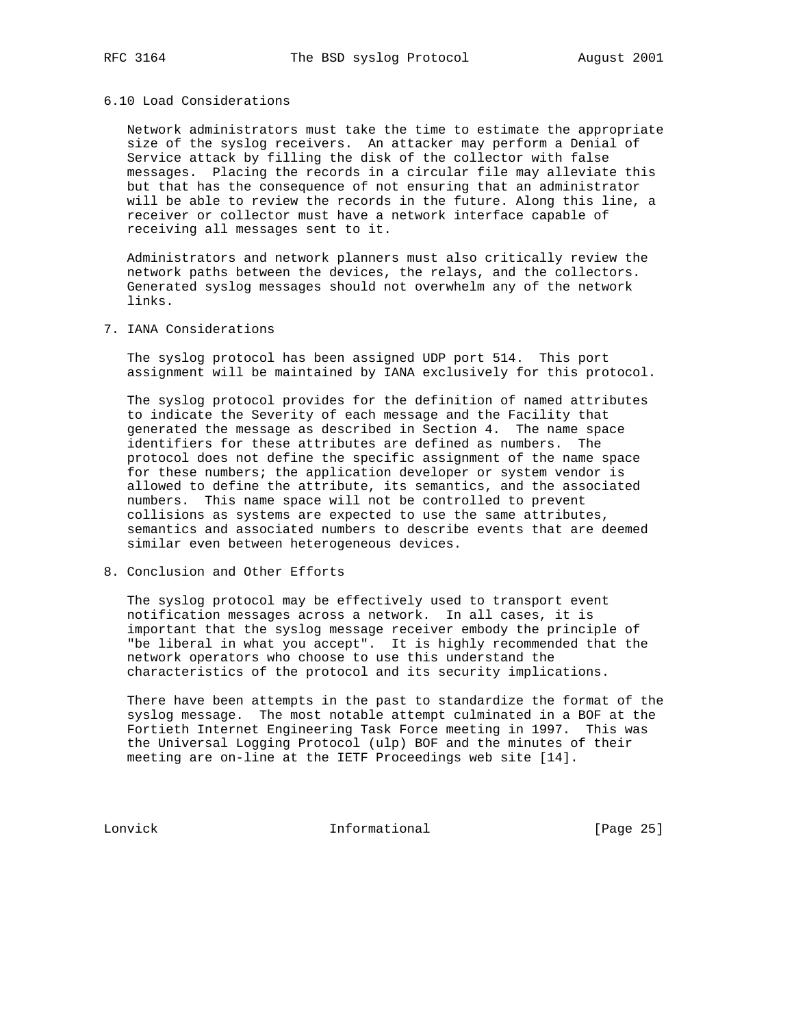### 6.10 Load Considerations

Network administrators must take the time to estimate the appropriate size of the syslog receivers. An attacker may perform a Denial of Service attack by filling the disk of the collector with false messages. Placing the records in a circular file may alleviate this but that has the consequence of not ensuring that an administrator will be able to review the records in the future. Along this line, a receiver or collector must have a network interface capable of receiving all messages sent to it.

Administrators and network planners must also critically review the network paths between the devices, the relays, and the collectors. Generated syslog messages should not overwhelm any of the network links.

## 7. IANA Considerations

The syslog protocol has been assigned UDP port 514. This port assignment will be maintained by IANA exclusively for this protocol.

The syslog protocol provides for the definition of named attributes to indicate the Severity of each message and the Facility that generated the message as described in Section 4. The name space identifiers for these attributes are defined as numbers. The protocol does not define the specific assignment of the name space for these numbers; the application developer or system vendor is allowed to define the attribute, its semantics, and the associated numbers. This name space will not be controlled to prevent collisions as systems are expected to use the same attributes, semantics and associated numbers to describe events that are deemed similar even between heterogeneous devices.

## 8. Conclusion and Other Efforts

The syslog protocol may be effectively used to transport event notification messages across a network. In all cases, it is important that the syslog message receiver embody the principle of "be liberal in what you accept". It is highly recommended that the network operators who choose to use this understand the characteristics of the protocol and its security implications.

There have been attempts in the past to standardize the format of the syslog message. The most notable attempt culminated in a BOF at the Fortieth Internet Engineering Task Force meeting in 1997. This was the Universal Logging Protocol (ulp) BOF and the minutes of their meeting are on-line at the IETF Proceedings web site [14].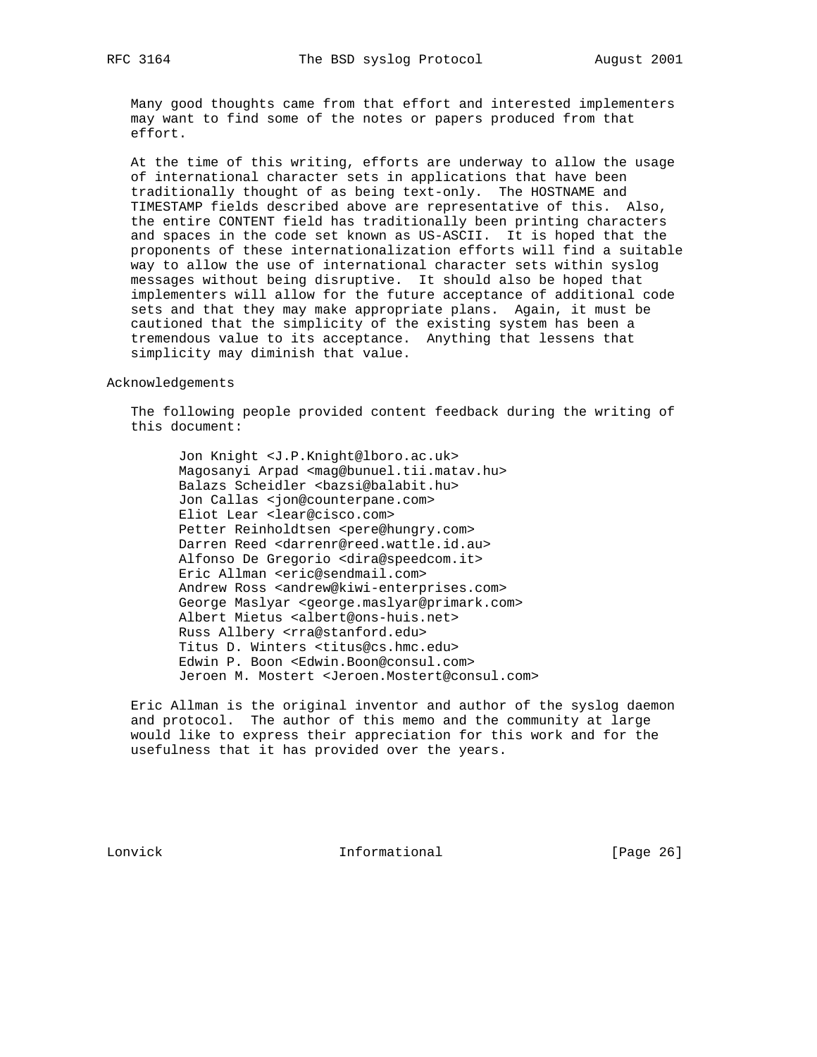Many good thoughts came from that effort and interested implementers may want to find some of the notes or papers produced from that effort.

At the time of this writing, efforts are underway to allow the usage of international character sets in applications that have been traditionally thought of as being text-only. The HOSTNAME and TIMESTAMP fields described above are representative of this. Also, the entire CONTENT field has traditionally been printing characters and spaces in the code set known as US-ASCII. It is hoped that the proponents of these internationalization efforts will find a suitable way to allow the use of international character sets within syslog messages without being disruptive. It should also be hoped that implementers will allow for the future acceptance of additional code sets and that they may make appropriate plans. Again, it must be cautioned that the simplicity of the existing system has been a tremendous value to its acceptance. Anything that lessens that simplicity may diminish that value.

## Acknowledgements

The following people provided content feedback during the writing of this document:

Jon Knight <J.P.Knight@lboro.ac.uk>
Magosanyi Arpad <mag@bunuel.tii.matav.hu>
Balazs Scheidler <bazsi@balabit.hu>
Jon Callas <jon@counterpane.com>
Eliot Lear <lear@cisco.com>
Petter Reinholdtsen <pere@hungry.com>
Darren Reed <darrenr@reed.wattle.id.au>
Alfonso De Gregorio <dira@speedcom.it>
Eric Allman <eric@sendmail.com>
Andrew Ross <andrew@kiwi-enterprises.com>
George Maslyar <george.maslyar@primark.com>
Albert Mietus <albert@ons-huis.net>
Russ Allbery <rra@stanford.edu>
Titus D. Winters <titus@cs.hmc.edu>
Edwin P. Boon <Edwin.Boon@consul.com>
Jeroen M. Mostert <Jeroen.Mostert@consul.com>

Eric Allman is the original inventor and author of the syslog daemon and protocol. The author of this memo and the community at large would like to express their appreciation for this work and for the usefulness that it has provided over the years.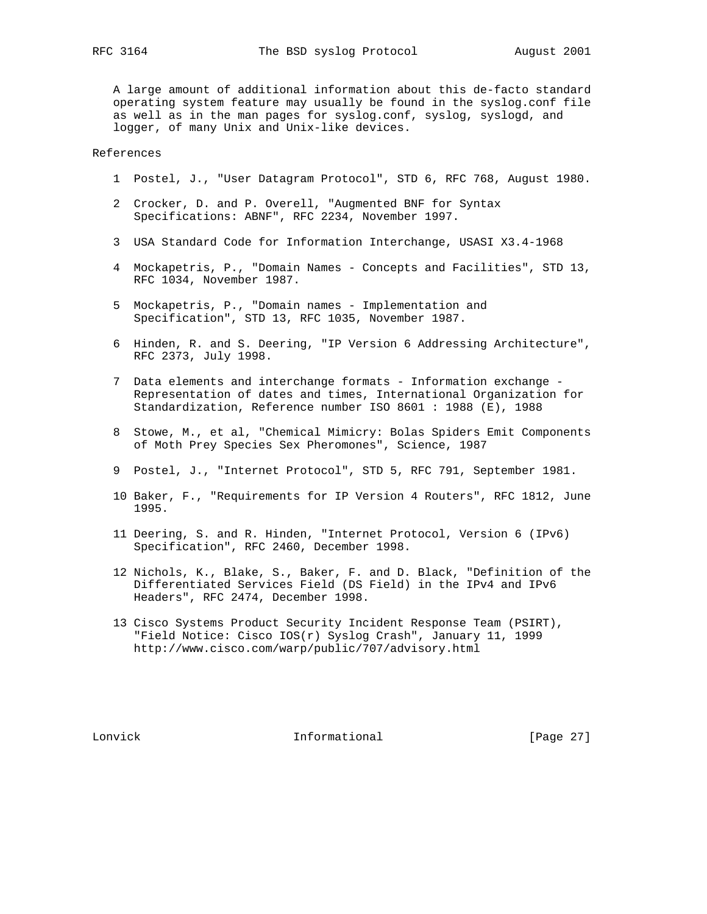A large amount of additional information about this de-facto standard operating system feature may usually be found in the syslog.conf file as well as in the man pages for syslog.conf, syslog, syslogd, and logger, of many Unix and Unix-like devices.

## References

1 Postel, J., "User Datagram Protocol", STD 6, RFC 768, August 1980.

2 Crocker, D. and P. Overell, "Augmented BNF for Syntax Specifications: ABNF", RFC 2234, November 1997.

3 USA Standard Code for Information Interchange, USASI X3.4-1968

4 Mockapetris, P., "Domain Names - Concepts and Facilities", STD 13, RFC 1034, November 1987.

5 Mockapetris, P., "Domain names - Implementation and Specification", STD 13, RFC 1035, November 1987.

6 Hinden, R. and S. Deering, "IP Version 6 Addressing Architecture", RFC 2373, July 1998.

7 Data elements and interchange formats - Information exchange - Representation of dates and times, International Organization for Standardization, Reference number ISO 8601 : 1988 (E), 1988

8 Stowe, M., et al, "Chemical Mimicry: Bolas Spiders Emit Components of Moth Prey Species Sex Pheromones", Science, 1987

9 Postel, J., "Internet Protocol", STD 5, RFC 791, September 1981.

10 Baker, F., "Requirements for IP Version 4 Routers", RFC 1812, June 1995.

11 Deering, S. and R. Hinden, "Internet Protocol, Version 6 (IPv6) Specification", RFC 2460, December 1998.

12 Nichols, K., Blake, S., Baker, F. and D. Black, "Definition of the Differentiated Services Field (DS Field) in the IPv4 and IPv6 Headers", RFC 2474, December 1998.

13 Cisco Systems Product Security Incident Response Team (PSIRT), "Field Notice: Cisco IOS(r) Syslog Crash", January 11, 1999 http://www.cisco.com/warp/public/707/advisory.html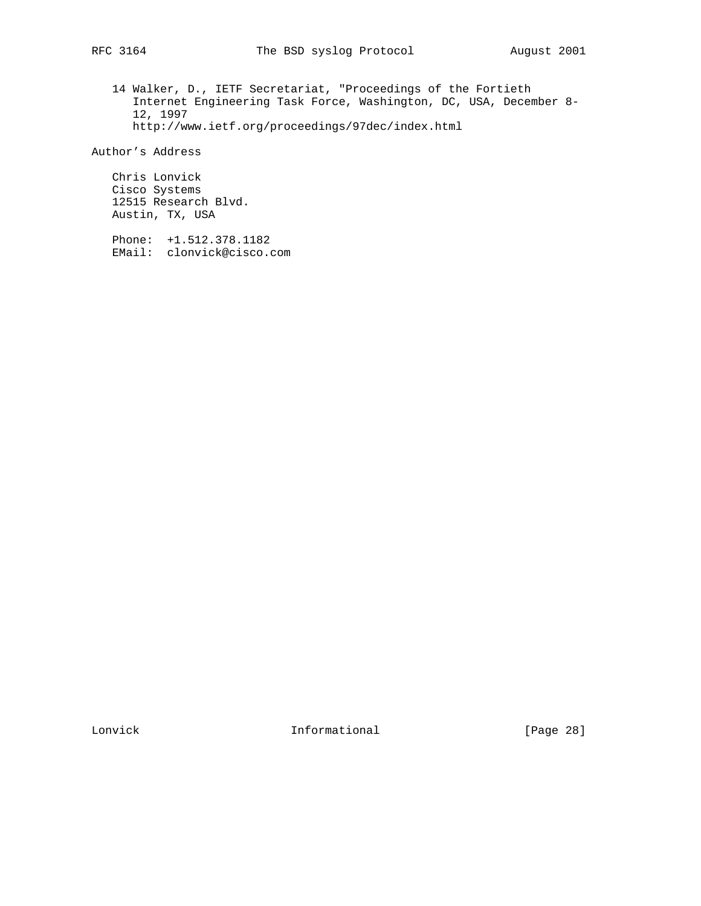14 Walker, D., IETF Secretariat, "Proceedings of the Fortieth Internet Engineering Task Force, Washington, DC, USA, December 8-12, 1997 http://www.ietf.org/proceedings/97dec/index.html

## Author's Address

Chris Lonvick
Cisco Systems
12515 Research Blvd.
Austin, TX, USA

Phone: +1.512.378.1182
EMail: clonvick@cisco.com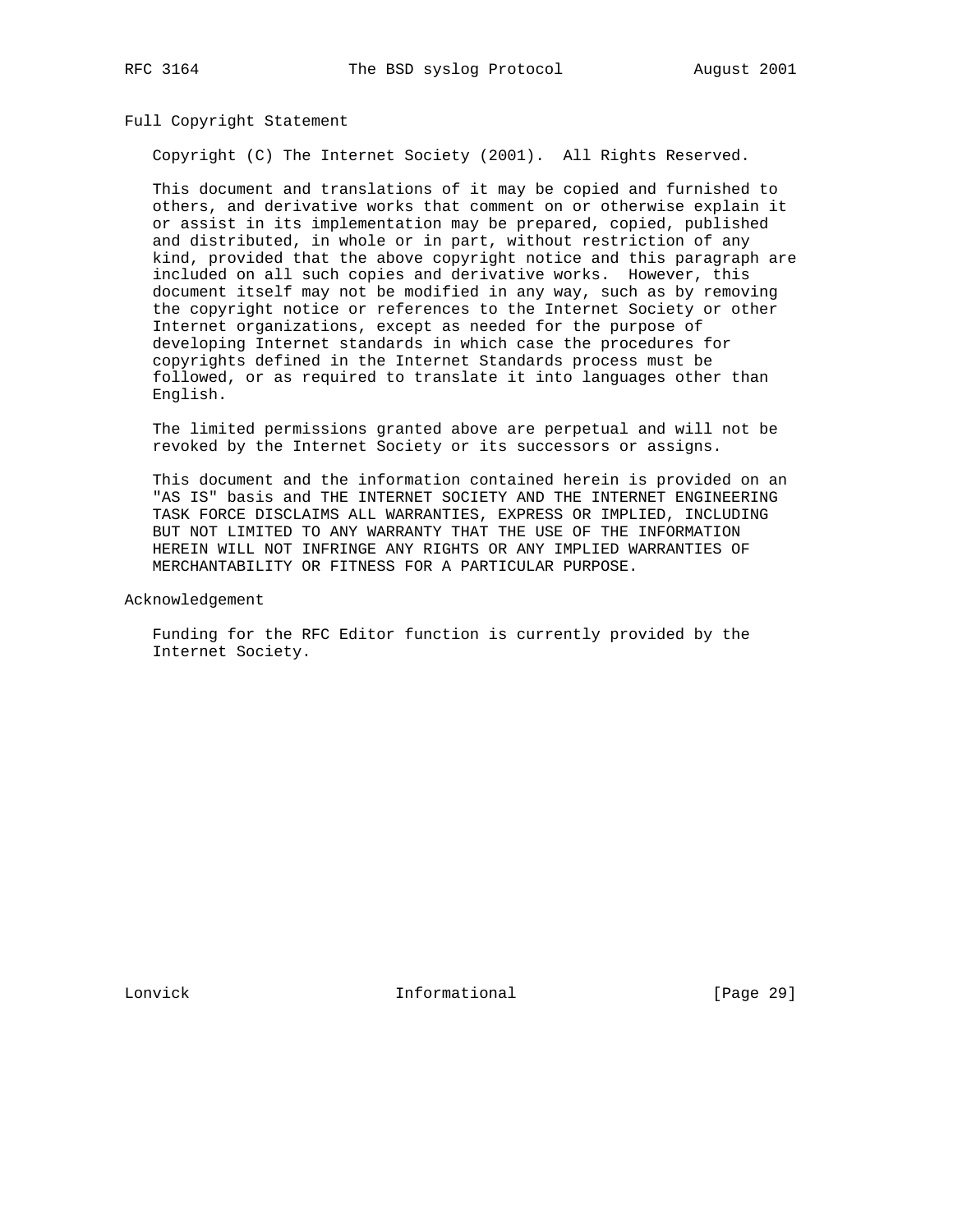## Full Copyright Statement

Copyright (C) The Internet Society (2001). All Rights Reserved.

This document and translations of it may be copied and furnished to others, and derivative works that comment on or otherwise explain it or assist in its implementation may be prepared, copied, published and distributed, in whole or in part, without restriction of any kind, provided that the above copyright notice and this paragraph are included on all such copies and derivative works. However, this document itself may not be modified in any way, such as by removing the copyright notice or references to the Internet Society or other Internet organizations, except as needed for the purpose of developing Internet standards in which case the procedures for copyrights defined in the Internet Standards process must be followed, or as required to translate it into languages other than English.

The limited permissions granted above are perpetual and will not be revoked by the Internet Society or its successors or assigns.

This document and the information contained herein is provided on an "AS IS" basis and THE INTERNET SOCIETY AND THE INTERNET ENGINEERING TASK FORCE DISCLAIMS ALL WARRANTIES, EXPRESS OR IMPLIED, INCLUDING BUT NOT LIMITED TO ANY WARRANTY THAT THE USE OF THE INFORMATION HEREIN WILL NOT INFRINGE ANY RIGHTS OR ANY IMPLIED WARRANTIES OF MERCHANTABILITY OR FITNESS FOR A PARTICULAR PURPOSE.

## Acknowledgement

Funding for the RFC Editor function is currently provided by the Internet Society.